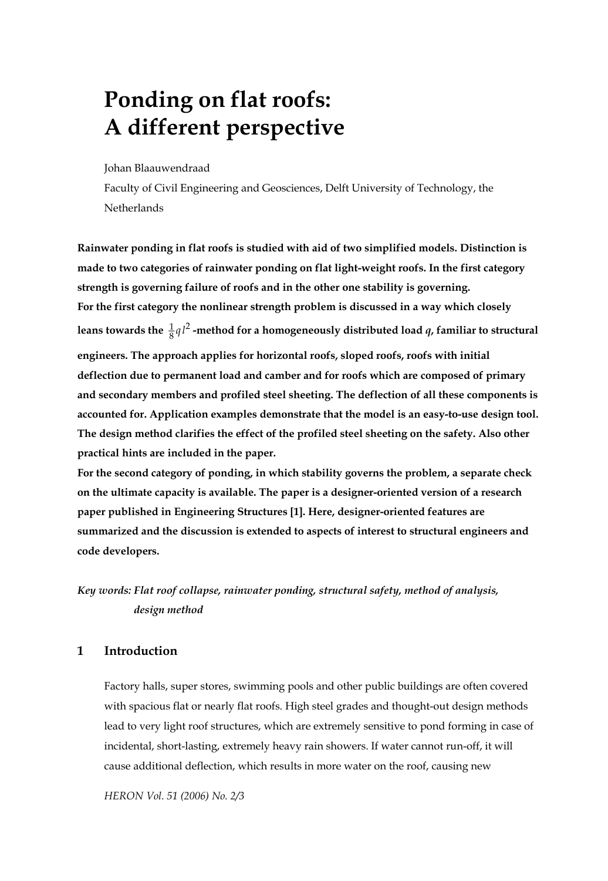# Ponding on flat roofs: A different perspective

Johan Blaauwendraad

Faculty of Civil Engineering and Geosciences, Delft University of Technology, the Netherlands

**Rainwater ponding in flat roofs is studied with aid of two simplified models. Distinction is made to two categories of rainwater ponding on flat light-weight roofs. In the first category strength is governing failure of roofs and in the other one stability is governing.**
**For the first category the nonlinear strength problem is discussed in a way which closely leans towards the $\frac{1}{8}ql^2$ -method for a homogeneously distributed load $q$, familiar to structural engineers. The approach applies for horizontal roofs, sloped roofs, roofs with initial deflection due to permanent load and camber and for roofs which are composed of primary and secondary members and profiled steel sheeting. The deflection of all these components is accounted for. Application examples demonstrate that the model is an easy-to-use design tool. The design method clarifies the effect of the profiled steel sheeting on the safety. Also other practical hints are included in the paper.**
**For the second category of ponding, in which stability governs the problem, a separate check on the ultimate capacity is available. The paper is a designer-oriented version of a research paper published in Engineering Structures [1]. Here, designer-oriented features are summarized and the discussion is extended to aspects of interest to structural engineers and code developers.**

*Key words: Flat roof collapse, rainwater ponding, structural safety, method of analysis, design method*

## 1 Introduction

Factory halls, super stores, swimming pools and other public buildings are often covered with spacious flat or nearly flat roofs. High steel grades and thought-out design methods lead to very light roof structures, which are extremely sensitive to pond forming in case of incidental, short-lasting, extremely heavy rain showers. If water cannot run-off, it will cause additional deflection, which results in more water on the roof, causing new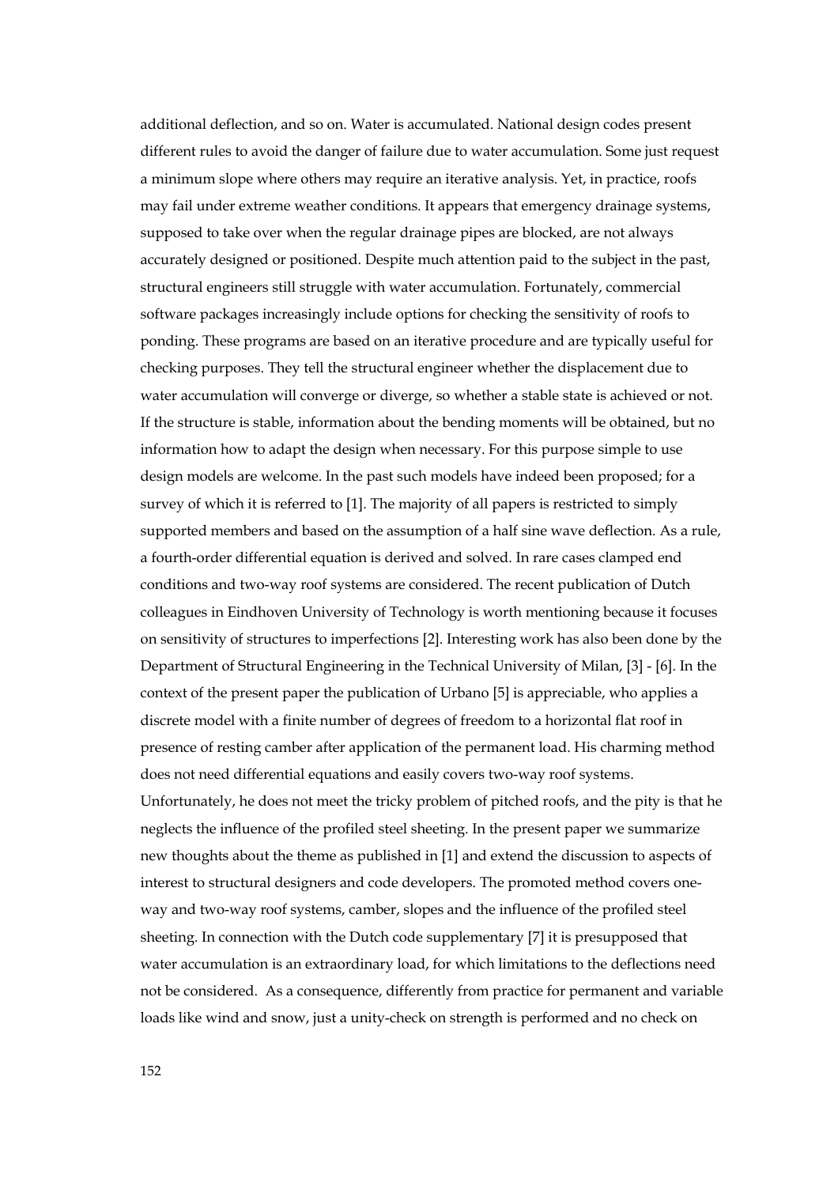additional deflection, and so on. Water is accumulated. National design codes present different rules to avoid the danger of failure due to water accumulation. Some just request a minimum slope where others may require an iterative analysis. Yet, in practice, roofs may fail under extreme weather conditions. It appears that emergency drainage systems, supposed to take over when the regular drainage pipes are blocked, are not always accurately designed or positioned. Despite much attention paid to the subject in the past, structural engineers still struggle with water accumulation. Fortunately, commercial software packages increasingly include options for checking the sensitivity of roofs to ponding. These programs are based on an iterative procedure and are typically useful for checking purposes. They tell the structural engineer whether the displacement due to water accumulation will converge or diverge, so whether a stable state is achieved or not. If the structure is stable, information about the bending moments will be obtained, but no information how to adapt the design when necessary. For this purpose simple to use design models are welcome. In the past such models have indeed been proposed; for a survey of which it is referred to [1]. The majority of all papers is restricted to simply supported members and based on the assumption of a half sine wave deflection. As a rule, a fourth-order differential equation is derived and solved. In rare cases clamped end conditions and two-way roof systems are considered. The recent publication of Dutch colleagues in Eindhoven University of Technology is worth mentioning because it focuses on sensitivity of structures to imperfections [2]. Interesting work has also been done by the Department of Structural Engineering in the Technical University of Milan, [3] - [6]. In the context of the present paper the publication of Urbano [5] is appreciable, who applies a discrete model with a finite number of degrees of freedom to a horizontal flat roof in presence of resting camber after application of the permanent load. His charming method does not need differential equations and easily covers two-way roof systems. Unfortunately, he does not meet the tricky problem of pitched roofs, and the pity is that he neglects the influence of the profiled steel sheeting. In the present paper we summarize new thoughts about the theme as published in [1] and extend the discussion to aspects of interest to structural designers and code developers. The promoted method covers one-way and two-way roof systems, camber, slopes and the influence of the profiled steel sheeting. In connection with the Dutch code supplementary [7] it is presupposed that water accumulation is an extraordinary load, for which limitations to the deflections need not be considered. As a consequence, differently from practice for permanent and variable loads like wind and snow, just a unity-check on strength is performed and no check on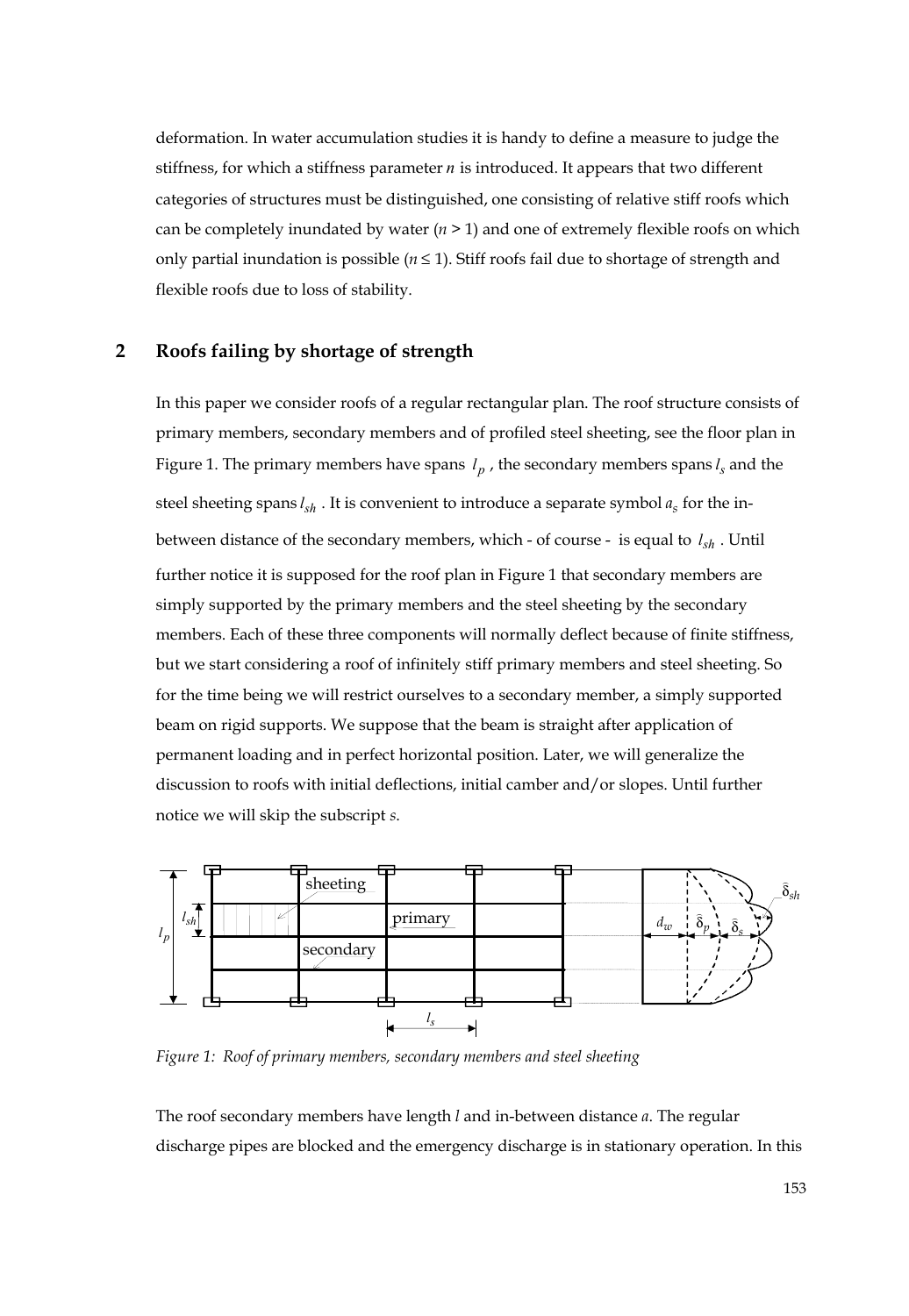deformation. In water accumulation studies it is handy to define a measure to judge the stiffness, for which a stiffness parameter $n$ is introduced. It appears that two different categories of structures must be distinguished, one consisting of relative stiff roofs which can be completely inundated by water ($n > 1$) and one of extremely flexible roofs on which only partial inundation is possible ($n \leq 1$). Stiff roofs fail due to shortage of strength and flexible roofs due to loss of stability.

## 2 Roofs failing by shortage of strength

In this paper we consider roofs of a regular rectangular plan. The roof structure consists of primary members, secondary members and of profiled steel sheeting, see the floor plan in Figure 1. The primary members have spans $l_p$, the secondary members spans $l_s$ and the steel sheeting spans $l_{sh}$. It is convenient to introduce a separate symbol $a_s$ for the in-between distance of the secondary members, which - of course - is equal to $l_{sh}$. Until further notice it is supposed for the roof plan in Figure 1 that secondary members are simply supported by the primary members and the steel sheeting by the secondary members. Each of these three components will normally deflect because of finite stiffness, but we start considering a roof of infinitely stiff primary members and steel sheeting. So for the time being we will restrict ourselves to a secondary member, a simply supported beam on rigid supports. We suppose that the beam is straight after application of permanent loading and in perfect horizontal position. Later, we will generalize the discussion to roofs with initial deflections, initial camber and/or slopes. Until further notice we will skip the subscript $s$.

*Figure 1: Roof of primary members, secondary members and steel sheeting*

The roof secondary members have length $l$ and in-between distance $a$. The regular discharge pipes are blocked and the emergency discharge is in stationary operation. In this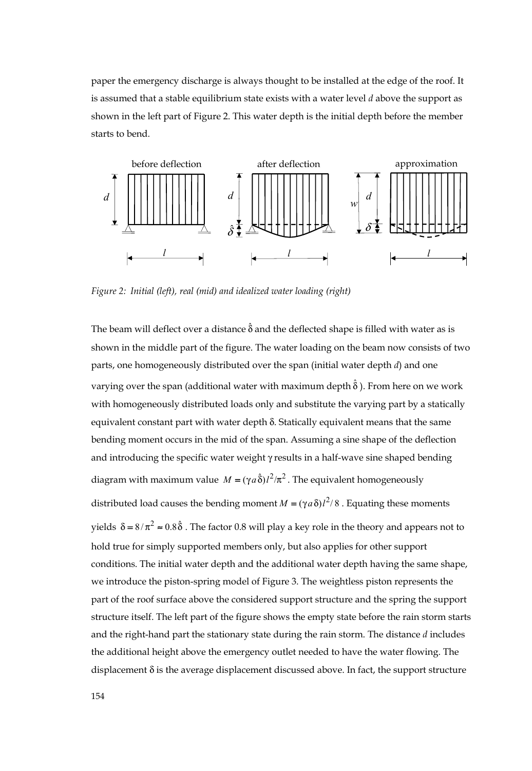paper the emergency discharge is always thought to be installed at the edge of the roof. It is assumed that a stable equilibrium state exists with a water level $d$ above the support as shown in the left part of Figure 2. This water depth is the initial depth before the member starts to bend.

*Figure 2: Initial (left), real (mid) and idealized water loading (right)*

The beam will deflect over a distance $\hat{\delta}$ and the deflected shape is filled with water as is shown in the middle part of the figure. The water loading on the beam now consists of two parts, one homogeneously distributed over the span (initial water depth $d$) and one varying over the span (additional water with maximum depth $\hat{\delta}$). From here on we work with homogeneously distributed loads only and substitute the varying part by a statically equivalent constant part with water depth $\delta$. Statically equivalent means that the same bending moment occurs in the mid of the span. Assuming a sine shape of the deflection and introducing the specific water weight $\gamma$ results in a half-wave sine shaped bending diagram with maximum value $M = (\gamma a \hat{\delta}) l^2 / \pi^2$. The equivalent homogeneously distributed load causes the bending moment $M = (\gamma a \delta) l^2 / 8$. Equating these moments yields $\delta = 8/\pi^2 \approx 0.8\hat{\delta}$. The factor 0.8 will play a key role in the theory and appears not to hold true for simply supported members only, but also applies for other support conditions. The initial water depth and the additional water depth having the same shape, we introduce the piston-spring model of Figure 3. The weightless piston represents the part of the roof surface above the considered support structure and the spring the support structure itself. The left part of the figure shows the empty state before the rain storm starts and the right-hand part the stationary state during the rain storm. The distance $d$ includes the additional height above the emergency outlet needed to have the water flowing. The displacement $\delta$ is the average displacement discussed above. In fact, the support structure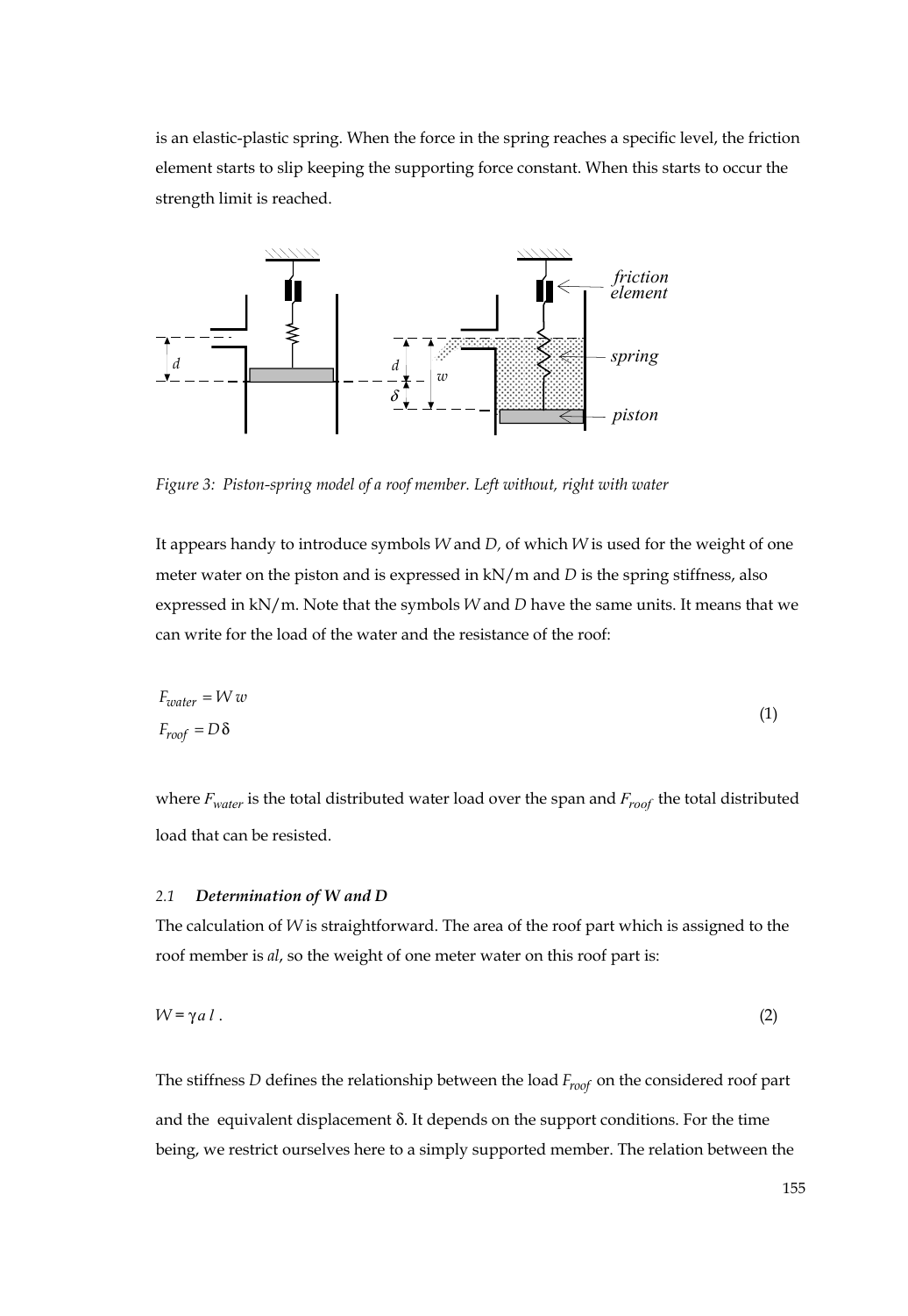is an elastic-plastic spring. When the force in the spring reaches a specific level, the friction element starts to slip keeping the supporting force constant. When this starts to occur the strength limit is reached.

*Figure 3: Piston-spring model of a roof member. Left without, right with water*

It appears handy to introduce symbols $W$ and $D$, of which $W$ is used for the weight of one meter water on the piston and is expressed in kN/m and $D$ is the spring stiffness, also expressed in kN/m. Note that the symbols $W$ and $D$ have the same units. It means that we can write for the load of the water and the resistance of the roof:

$$F_{water} = W\,w$$
$$F_{roof} = D\,\delta \tag{1}$$

where $F_{water}$ is the total distributed water load over the span and $F_{roof}$ the total distributed load that can be resisted.

### 2.1 *Determination of W and D*

The calculation of $W$ is straightforward. The area of the roof part which is assigned to the roof member is $al$, so the weight of one meter water on this roof part is:

$$W = \gamma a\, l\ . \tag{2}$$

The stiffness $D$ defines the relationship between the load $F_{roof}$ on the considered roof part and the equivalent displacement $\delta$. It depends on the support conditions. For the time being, we restrict ourselves here to a simply supported member. The relation between the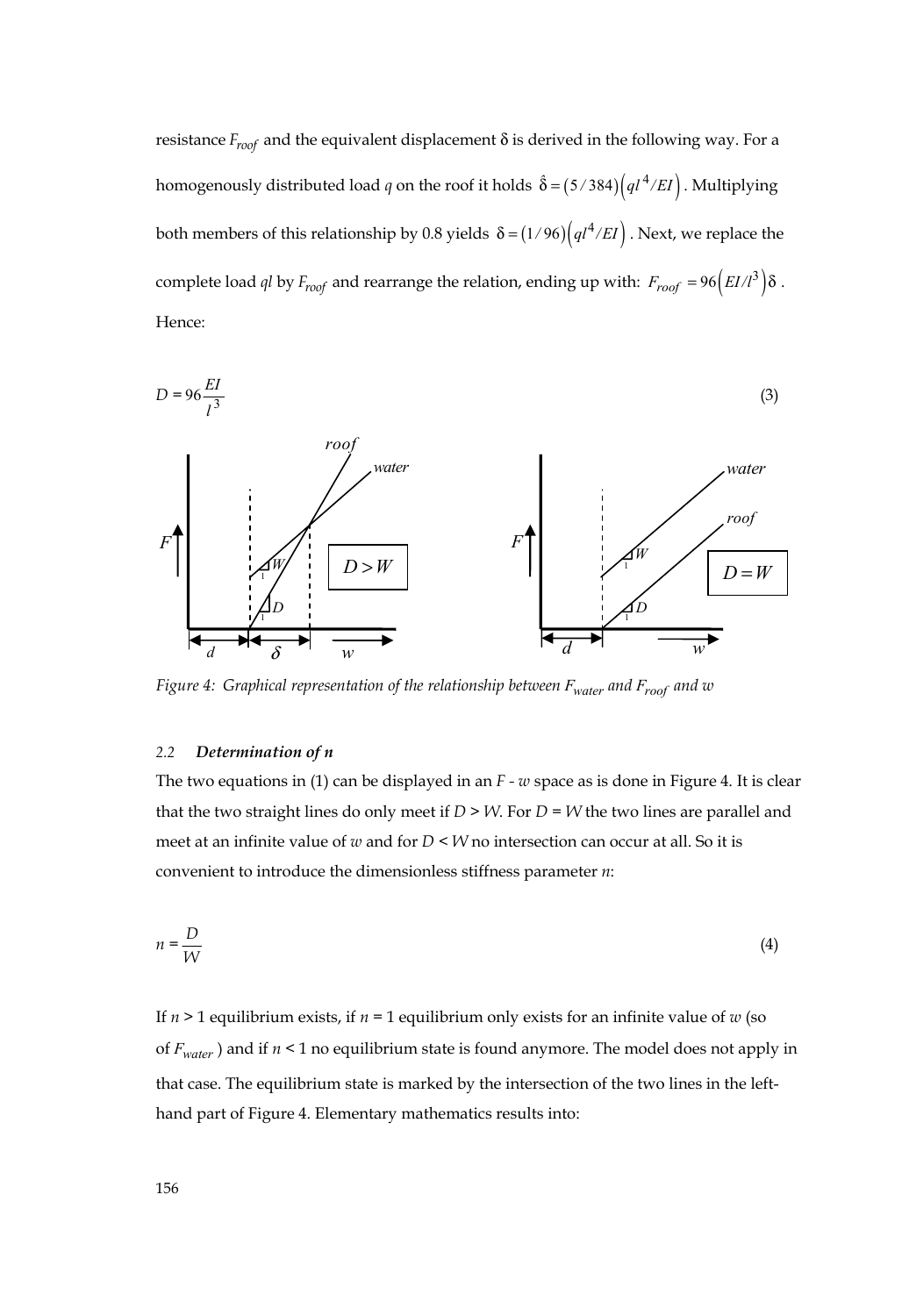resistance $F_{roof}$ and the equivalent displacement δ is derived in the following way. For a homogenously distributed load $q$ on the roof it holds $\hat{\delta} = (5/384)\left(ql^4/EI\right)$. Multiplying both members of this relationship by 0.8 yields $\delta = (1/96)\left(ql^4/EI\right)$. Next, we replace the complete load $ql$ by $F_{roof}$ and rearrange the relation, ending up with: $F_{roof} = 96\left(EI/l^3\right)\delta$. Hence:

$$D = 96\frac{EI}{l^3} \tag{3}$$

*Figure 4: Graphical representation of the relationship between $F_{water}$ and $F_{roof}$ and $w$*

### 2.2 *Determination of n*

The two equations in (1) can be displayed in an $F$ - $w$ space as is done in Figure 4. It is clear that the two straight lines do only meet if $D > W$. For $D = W$ the two lines are parallel and meet at an infinite value of $w$ and for $D < W$ no intersection can occur at all. So it is convenient to introduce the dimensionless stiffness parameter $n$:

$$n = \frac{D}{W} \tag{4}$$

If $n > 1$ equilibrium exists, if $n = 1$ equilibrium only exists for an infinite value of $w$ (so of $F_{water}$ ) and if $n < 1$ no equilibrium state is found anymore. The model does not apply in that case. The equilibrium state is marked by the intersection of the two lines in the left-hand part of Figure 4. Elementary mathematics results into: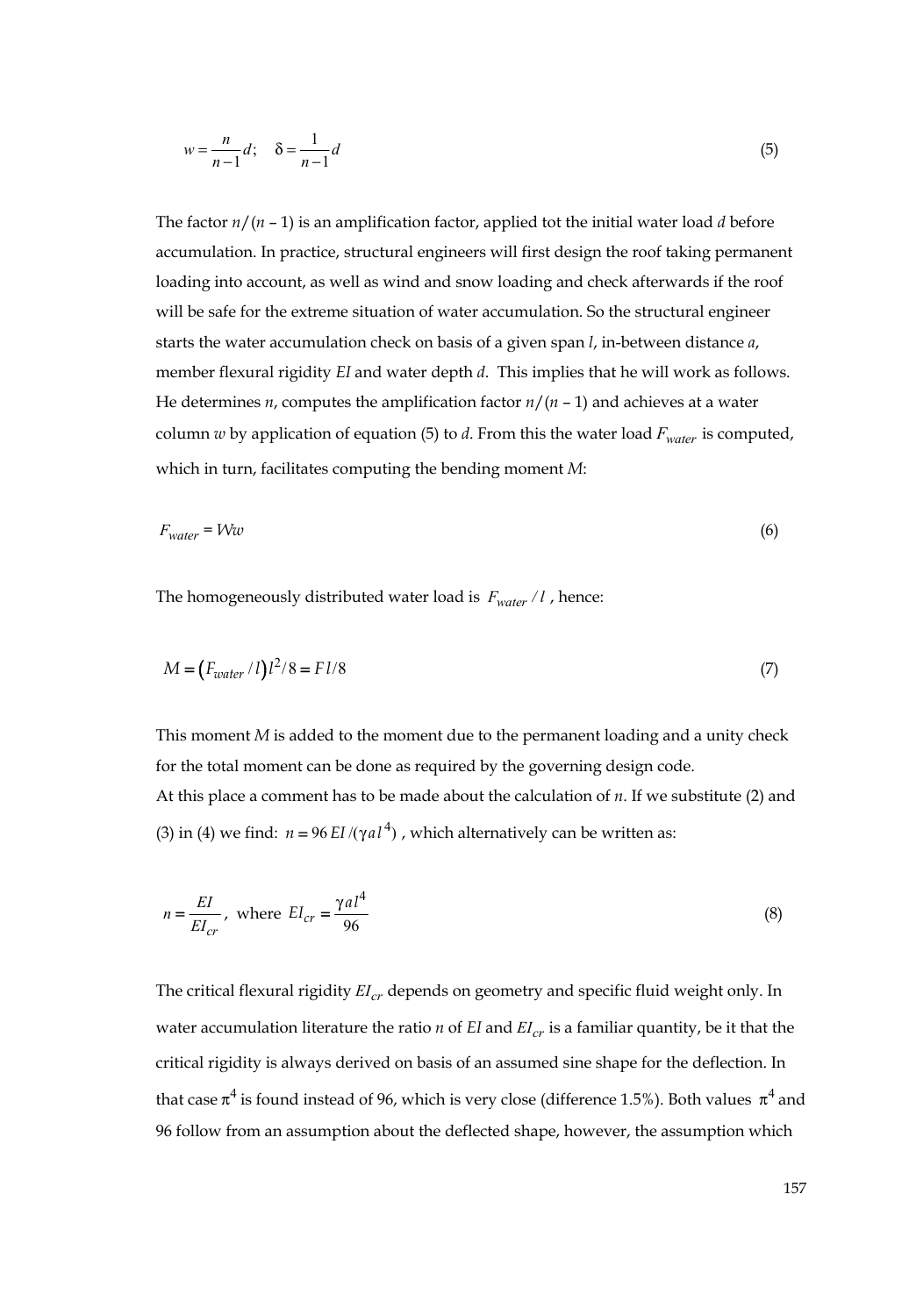$$w = \frac{n}{n-1} d; \quad \delta = \frac{1}{n-1} d \tag{5}$$

The factor $n/(n-1)$ is an amplification factor, applied tot the initial water load $d$ before accumulation. In practice, structural engineers will first design the roof taking permanent loading into account, as well as wind and snow loading and check afterwards if the roof will be safe for the extreme situation of water accumulation. So the structural engineer starts the water accumulation check on basis of a given span $l$, in-between distance $a$, member flexural rigidity $EI$ and water depth $d$. This implies that he will work as follows. He determines $n$, computes the amplification factor $n/(n-1)$ and achieves at a water column $w$ by application of equation (5) to $d$. From this the water load $F_{water}$ is computed, which in turn, facilitates computing the bending moment $M$:

$$F_{water} = Ww \tag{6}$$

The homogeneously distributed water load is $F_{water}/l$, hence:

$$M = \left(F_{water}/l\right) l^2/8 = F\,l/8 \tag{7}$$

This moment $M$ is added to the moment due to the permanent loading and a unity check for the total moment can be done as required by the governing design code.
At this place a comment has to be made about the calculation of $n$. If we substitute (2) and (3) in (4) we find: $n = 96\,EI/(\gamma a l^4)$ , which alternatively can be written as:

$$n = \frac{EI}{EI_{cr}}, \text{ where } EI_{cr} = \frac{\gamma a l^4}{96} \tag{8}$$

The critical flexural rigidity $EI_{cr}$ depends on geometry and specific fluid weight only. In water accumulation literature the ratio $n$ of $EI$ and $EI_{cr}$ is a familiar quantity, be it that the critical rigidity is always derived on basis of an assumed sine shape for the deflection. In that case $\pi^4$ is found instead of 96, which is very close (difference 1.5%). Both values $\pi^4$ and 96 follow from an assumption about the deflected shape, however, the assumption which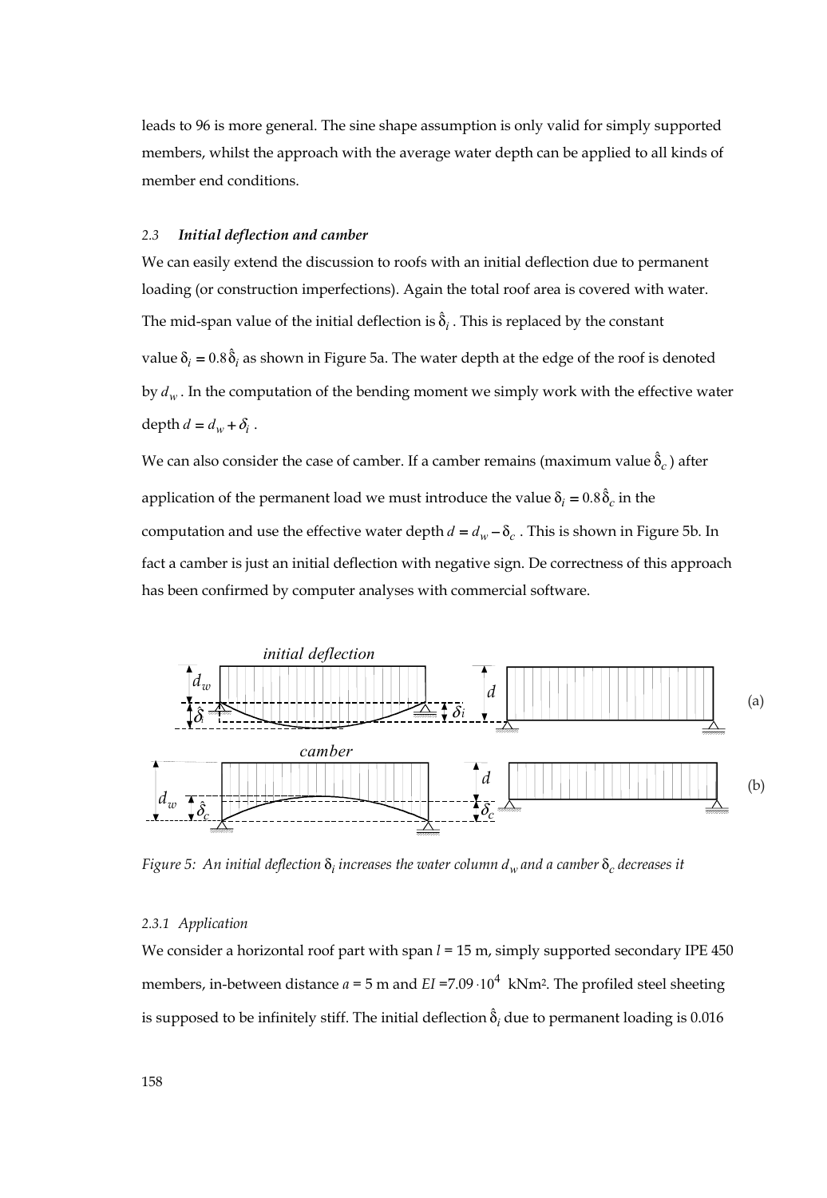leads to 96 is more general. The sine shape assumption is only valid for simply supported members, whilst the approach with the average water depth can be applied to all kinds of member end conditions.

### 2.3 *Initial deflection and camber*

We can easily extend the discussion to roofs with an initial deflection due to permanent loading (or construction imperfections). Again the total roof area is covered with water. The mid-span value of the initial deflection is $\hat{\delta}_i$. This is replaced by the constant value $\delta_i = 0.8\hat{\delta}_i$ as shown in Figure 5a. The water depth at the edge of the roof is denoted by $d_w$. In the computation of the bending moment we simply work with the effective water depth $d = d_w + \delta_i$.

We can also consider the case of camber. If a camber remains (maximum value $\hat{\delta}_c$) after application of the permanent load we must introduce the value $\delta_i = 0.8\hat{\delta}_c$ in the computation and use the effective water depth $d = d_w - \delta_c$. This is shown in Figure 5b. In fact a camber is just an initial deflection with negative sign. De correctness of this approach has been confirmed by computer analyses with commercial software.

*Figure 5: An initial deflection $\delta_i$ increases the water column $d_w$ and a camber $\delta_c$ decreases it*

#### 2.3.1 *Application*

We consider a horizontal roof part with span $l$ = 15 m, simply supported secondary IPE 450 members, in-between distance $a$ = 5 m and $EI$ =$7.09 \cdot 10^4$ kNm². The profiled steel sheeting is supposed to be infinitely stiff. The initial deflection $\hat{\delta}_i$ due to permanent loading is 0.016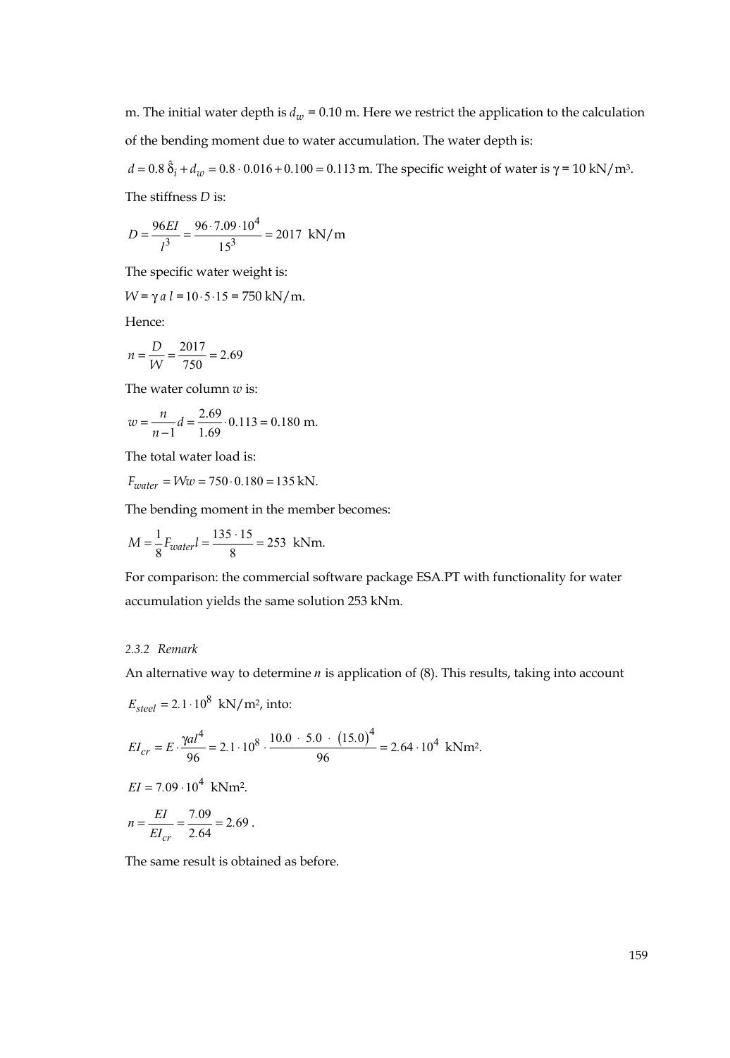m. The initial water depth is $d_w$ = 0.10 m. Here we restrict the application to the calculation of the bending moment due to water accumulation. The water depth is:

$d = 0.8\,\hat{\delta}_i + d_w = 0.8 \cdot 0.016 + 0.100 = 0.113$ m. The specific weight of water is $\gamma$ = 10 kN/m³.

The stiffness $D$ is:

$$D = \frac{96EI}{l^3} = \frac{96 \cdot 7.09 \cdot 10^4}{15^3} = 2017 \text{ kN/m}$$

The specific water weight is:

$W = \gamma\, a\, l = 10 \cdot 5 \cdot 15$ = 750 kN/m.

Hence:

$$n = \frac{D}{W} = \frac{2017}{750} = 2.69$$

The water column $w$ is:

$$w = \frac{n}{n-1} d = \frac{2.69}{1.69} \cdot 0.113 = 0.180 \text{ m.}$$

The total water load is:

$$F_{water} = Ww = 750 \cdot 0.180 = 135 \text{ kN.}$$

The bending moment in the member becomes:

$$M = \frac{1}{8} F_{water} l = \frac{135 \cdot 15}{8} = 253 \text{ kNm.}$$

For comparison: the commercial software package ESA.PT with functionality for water accumulation yields the same solution 253 kNm.

### 2.3.2 *Remark*

An alternative way to determine $n$ is application of (8). This results, taking into account

$E_{steel} = 2.1 \cdot 10^8$ kN/m², into:

$$EI_{cr} = E \cdot \frac{\gamma a l^4}{96} = 2.1 \cdot 10^8 \cdot \frac{10.0 \cdot 5.0 \cdot (15.0)^4}{96} = 2.64 \cdot 10^4 \text{ kNm}^2.$$

$EI = 7.09 \cdot 10^4$ kNm².

$$n = \frac{EI}{EI_{cr}} = \frac{7.09}{2.64} = 2.69 \,.$$

The same result is obtained as before.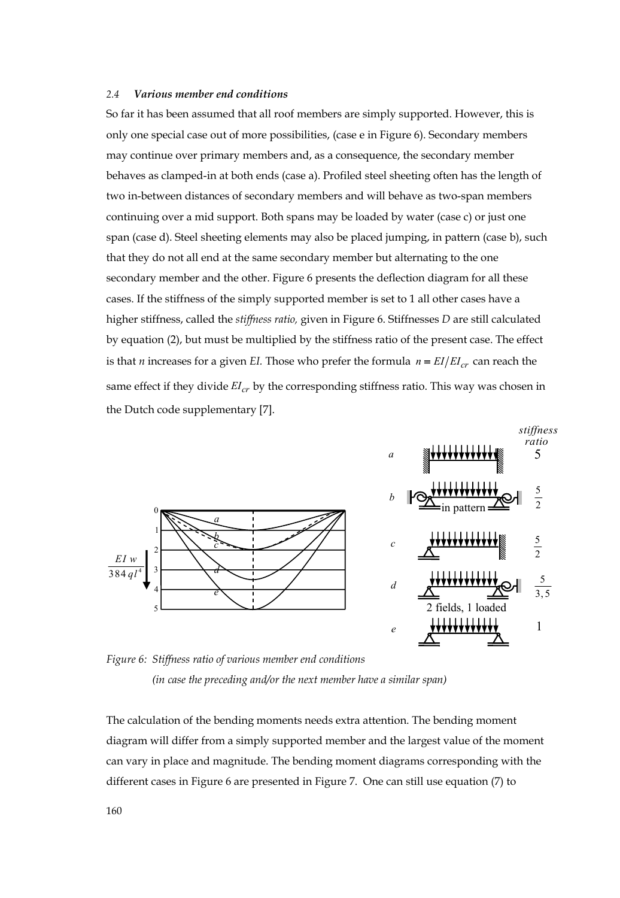### 2.4 *Various member end conditions*

So far it has been assumed that all roof members are simply supported. However, this is only one special case out of more possibilities, (case e in Figure 6). Secondary members may continue over primary members and, as a consequence, the secondary member behaves as clamped-in at both ends (case a). Profiled steel sheeting often has the length of two in-between distances of secondary members and will behave as two-span members continuing over a mid support. Both spans may be loaded by water (case c) or just one span (case d). Steel sheeting elements may also be placed jumping, in pattern (case b), such that they do not all end at the same secondary member but alternating to the one secondary member and the other. Figure 6 presents the deflection diagram for all these cases. If the stiffness of the simply supported member is set to 1 all other cases have a higher stiffness, called the *stiffness ratio,* given in Figure 6. Stiffnesses $D$ are still calculated by equation (2), but must be multiplied by the stiffness ratio of the present case. The effect is that $n$ increases for a given $EI$. Those who prefer the formula $n = EI/EI_{cr}$ can reach the same effect if they divide $EI_{cr}$ by the corresponding stiffness ratio. This way was chosen in the Dutch code supplementary [7].

| case | stiffness ratio |
|---|---|
| a | 5 |
| b (in pattern) | $\frac{5}{2}$ |
| c | $\frac{5}{2}$ |
| d (2 fields, 1 loaded) | $\frac{5}{3,5}$ |
| e | 1 |

*Figure 6: Stiffness ratio of various member end conditions (in case the preceding and/or the next member have a similar span)*

The calculation of the bending moments needs extra attention. The bending moment diagram will differ from a simply supported member and the largest value of the moment can vary in place and magnitude. The bending moment diagrams corresponding with the different cases in Figure 6 are presented in Figure 7. One can still use equation (7) to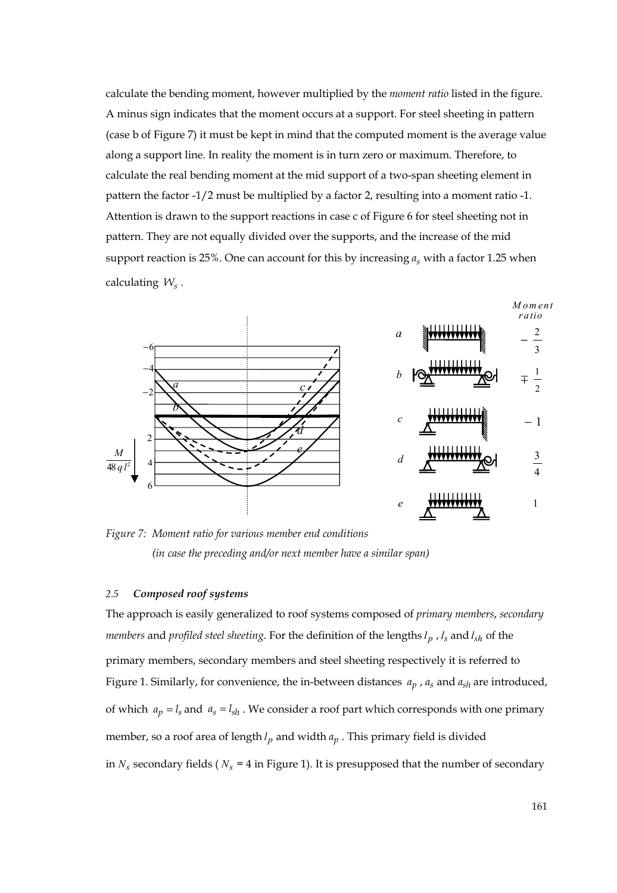calculate the bending moment, however multiplied by the *moment ratio* listed in the figure. A minus sign indicates that the moment occurs at a support. For steel sheeting in pattern (case b of Figure 7) it must be kept in mind that the computed moment is the average value along a support line. In reality the moment is in turn zero or maximum. Therefore, to calculate the real bending moment at the mid support of a two-span sheeting element in pattern the factor -1/2 must be multiplied by a factor 2, resulting into a moment ratio -1. Attention is drawn to the support reactions in case c of Figure 6 for steel sheeting not in pattern. They are not equally divided over the supports, and the increase of the mid support reaction is 25%. One can account for this by increasing $a_s$ with a factor 1.25 when calculating $W_s$.

*Figure 7: Moment ratio for various member end conditions (in case the preceding and/or next member have a similar span)*

### 2.5 *Composed roof systems*

The approach is easily generalized to roof systems composed of *primary members*, *secondary members* and *profiled steel sheeting*. For the definition of the lengths $l_p$, $l_s$ and $l_{sh}$ of the primary members, secondary members and steel sheeting respectively it is referred to Figure 1. Similarly, for convenience, the in-between distances $a_p$, $a_s$ and $a_{sh}$ are introduced, of which $a_p = l_s$ and $a_s = l_{sh}$. We consider a roof part which corresponds with one primary member, so a roof area of length $l_p$ and width $a_p$. This primary field is divided in $N_s$ secondary fields ($N_s$ = 4 in Figure 1). It is presupposed that the number of secondary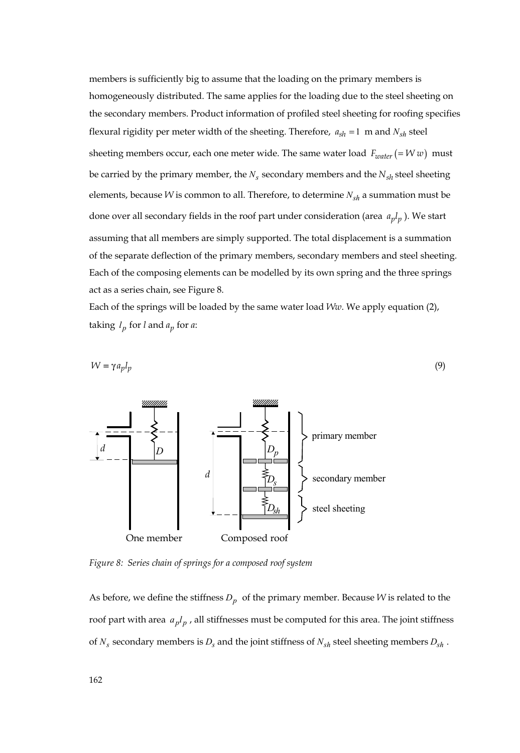members is sufficiently big to assume that the loading on the primary members is homogeneously distributed. The same applies for the loading due to the steel sheeting on the secondary members. Product information of profiled steel sheeting for roofing specifies flexural rigidity per meter width of the sheeting. Therefore, $a_{sh} = 1$ m and $N_{sh}$ steel sheeting members occur, each one meter wide. The same water load $F_{water} (= W\,w)$ must be carried by the primary member, the $N_s$ secondary members and the $N_{sh}$ steel sheeting elements, because $W$ is common to all. Therefore, to determine $N_{sh}$ a summation must be done over all secondary fields in the roof part under consideration (area $a_p l_p$). We start assuming that all members are simply supported. The total displacement is a summation of the separate deflection of the primary members, secondary members and steel sheeting. Each of the composing elements can be modelled by its own spring and the three springs act as a series chain, see Figure 8.

Each of the springs will be loaded by the same water load $Ww$. We apply equation (2), taking $l_p$ for $l$ and $a_p$ for $a$:

$$W = \gamma a_p l_p \tag{9}$$

*Figure 8: Series chain of springs for a composed roof system*

As before, we define the stiffness $D_p$ of the primary member. Because $W$ is related to the roof part with area $a_p l_p$, all stiffnesses must be computed for this area. The joint stiffness of $N_s$ secondary members is $D_s$ and the joint stiffness of $N_{sh}$ steel sheeting members $D_{sh}$.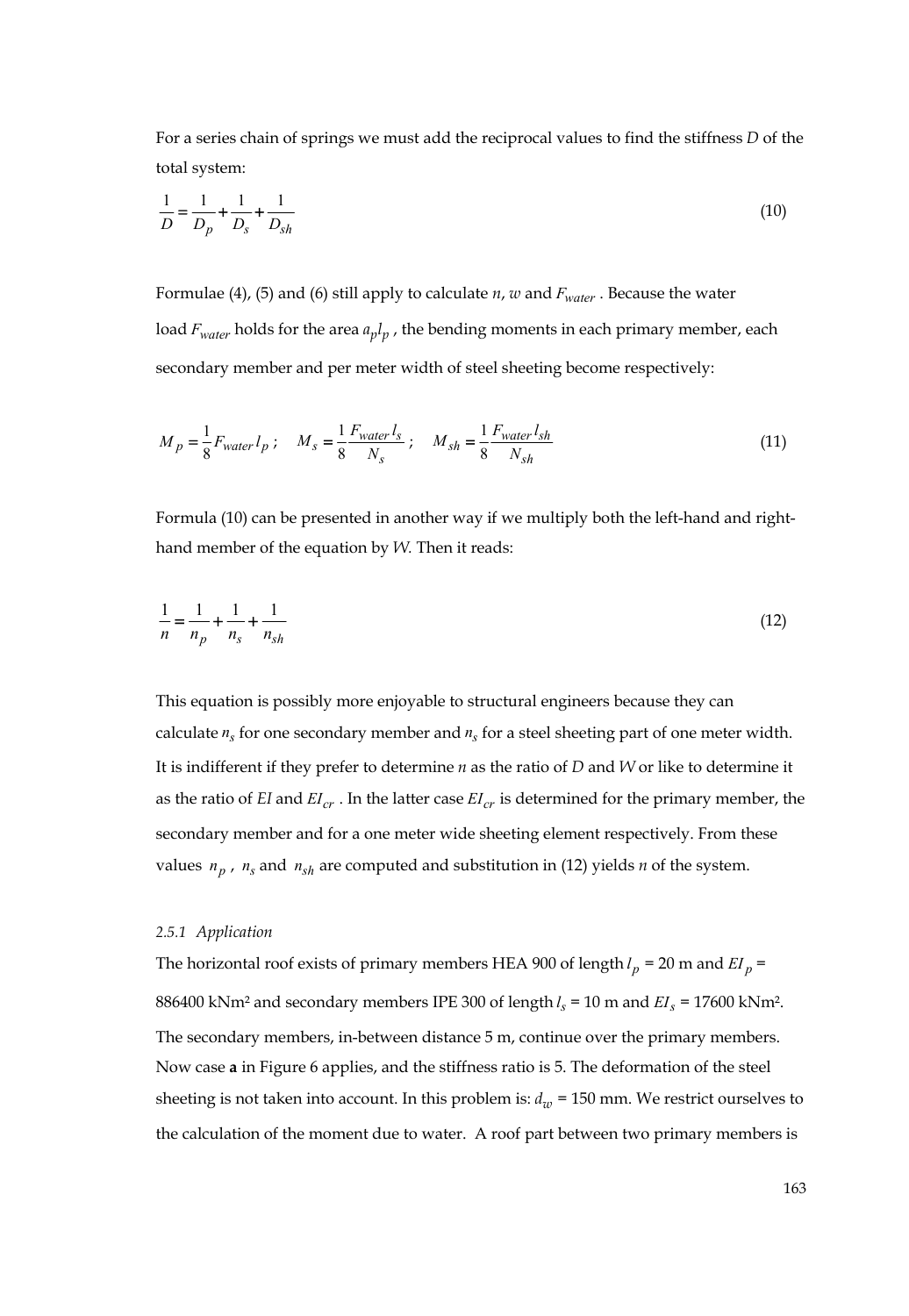For a series chain of springs we must add the reciprocal values to find the stiffness $D$ of the total system:

$$\frac{1}{D} = \frac{1}{D_p} + \frac{1}{D_s} + \frac{1}{D_{sh}} \tag{10}$$

Formulae (4), (5) and (6) still apply to calculate $n$, $w$ and $F_{water}$ . Because the water load $F_{water}$ holds for the area $a_p l_p$ , the bending moments in each primary member, each secondary member and per meter width of steel sheeting become respectively:

$$M_p = \frac{1}{8} F_{water} \, l_p \; ; \quad M_s = \frac{1}{8} \frac{F_{water} \, l_s}{N_s} \; ; \quad M_{sh} = \frac{1}{8} \frac{F_{water} \, l_{sh}}{N_{sh}} \tag{11}$$

Formula (10) can be presented in another way if we multiply both the left-hand and right-hand member of the equation by $W$. Then it reads:

$$\frac{1}{n} = \frac{1}{n_p} + \frac{1}{n_s} + \frac{1}{n_{sh}} \tag{12}$$

This equation is possibly more enjoyable to structural engineers because they can calculate $n_s$ for one secondary member and $n_s$ for a steel sheeting part of one meter width. It is indifferent if they prefer to determine $n$ as the ratio of $D$ and $W$ or like to determine it as the ratio of $EI$ and $EI_{cr}$ . In the latter case $EI_{cr}$ is determined for the primary member, the secondary member and for a one meter wide sheeting element respectively. From these values $n_p$ , $n_s$ and $n_{sh}$ are computed and substitution in (12) yields $n$ of the system.

#### *2.5.1 Application*

The horizontal roof exists of primary members HEA 900 of length $l_p$ = 20 m and $EI_p$ = 886400 kNm² and secondary members IPE 300 of length $l_s$ = 10 m and $EI_s$ = 17600 kNm². The secondary members, in-between distance 5 m, continue over the primary members. Now case **a** in Figure 6 applies, and the stiffness ratio is 5. The deformation of the steel sheeting is not taken into account. In this problem is: $d_w$ = 150 mm. We restrict ourselves to the calculation of the moment due to water. A roof part between two primary members is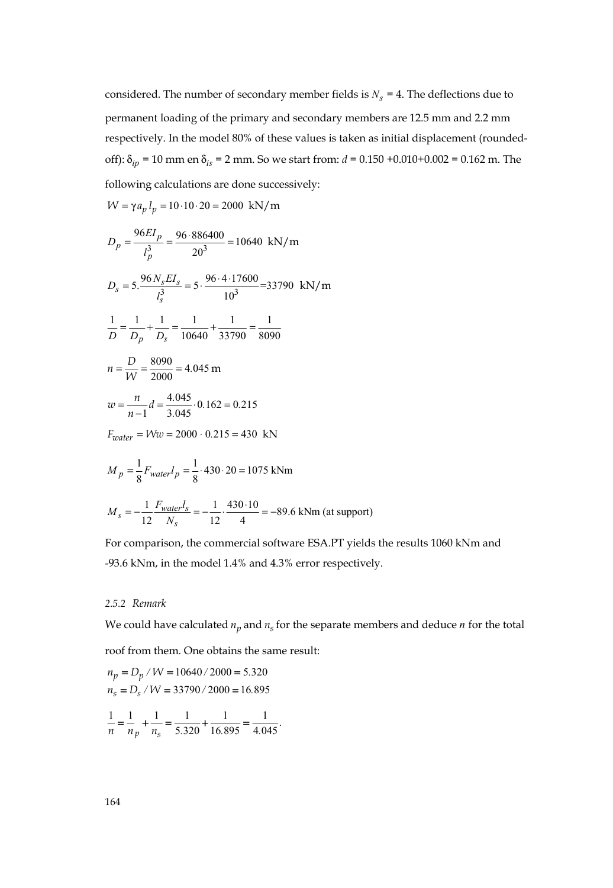considered. The number of secondary member fields is $N_s$ = 4. The deflections due to permanent loading of the primary and secondary members are 12.5 mm and 2.2 mm respectively. In the model 80% of these values is taken as initial displacement (rounded-off): $\delta_{ip}$ = 10 mm en $\delta_{is}$ = 2 mm. So we start from: $d$ = 0.150 +0.010+0.002 = 0.162 m. The following calculations are done successively:

$$W = \gamma a_p l_p = 10 \cdot 10 \cdot 20 = 2000 \;\; \text{kN/m}$$

$$D_p = \frac{96 EI_p}{l_p^3} = \frac{96 \cdot 886400}{20^3} = 10640 \;\; \text{kN/m}$$

$$D_s = 5.\frac{96 N_s EI_s}{l_s^3} = 5 \cdot \frac{96 \cdot 4 \cdot 17600}{10^3} = 33790 \;\; \text{kN/m}$$

$$\frac{1}{D} = \frac{1}{D_p} + \frac{1}{D_s} = \frac{1}{10640} + \frac{1}{33790} = \frac{1}{8090}$$

$$n = \frac{D}{W} = \frac{8090}{2000} = 4.045 \text{ m}$$

$$w = \frac{n}{n-1} d = \frac{4.045}{3.045} \cdot 0.162 = 0.215$$

$$F_{water} = Ww = 2000 \cdot 0.215 = 430 \;\; \text{kN}$$

$$M_p = \frac{1}{8} F_{water} l_p = \frac{1}{8} \cdot 430 \cdot 20 = 1075 \text{ kNm}$$

$$M_s = -\frac{1}{12} \frac{F_{water} l_s}{N_s} = -\frac{1}{12} \cdot \frac{430 \cdot 10}{4} = -89.6 \text{ kNm (at support)}$$

For comparison, the commercial software ESA.PT yields the results 1060 kNm and -93.6 kNm, in the model 1.4% and 4.3% error respectively.

### 2.5.2 *Remark*

We could have calculated $n_p$ and $n_s$ for the separate members and deduce $n$ for the total roof from them. One obtains the same result:

$$n_p = D_p / W = 10640 / 2000 = 5.320$$
$$n_s = D_s / W = 33790 / 2000 = 16.895$$

$$\frac{1}{n} = \frac{1}{n_p} + \frac{1}{n_s} = \frac{1}{5.320} + \frac{1}{16.895} = \frac{1}{4.045}.$$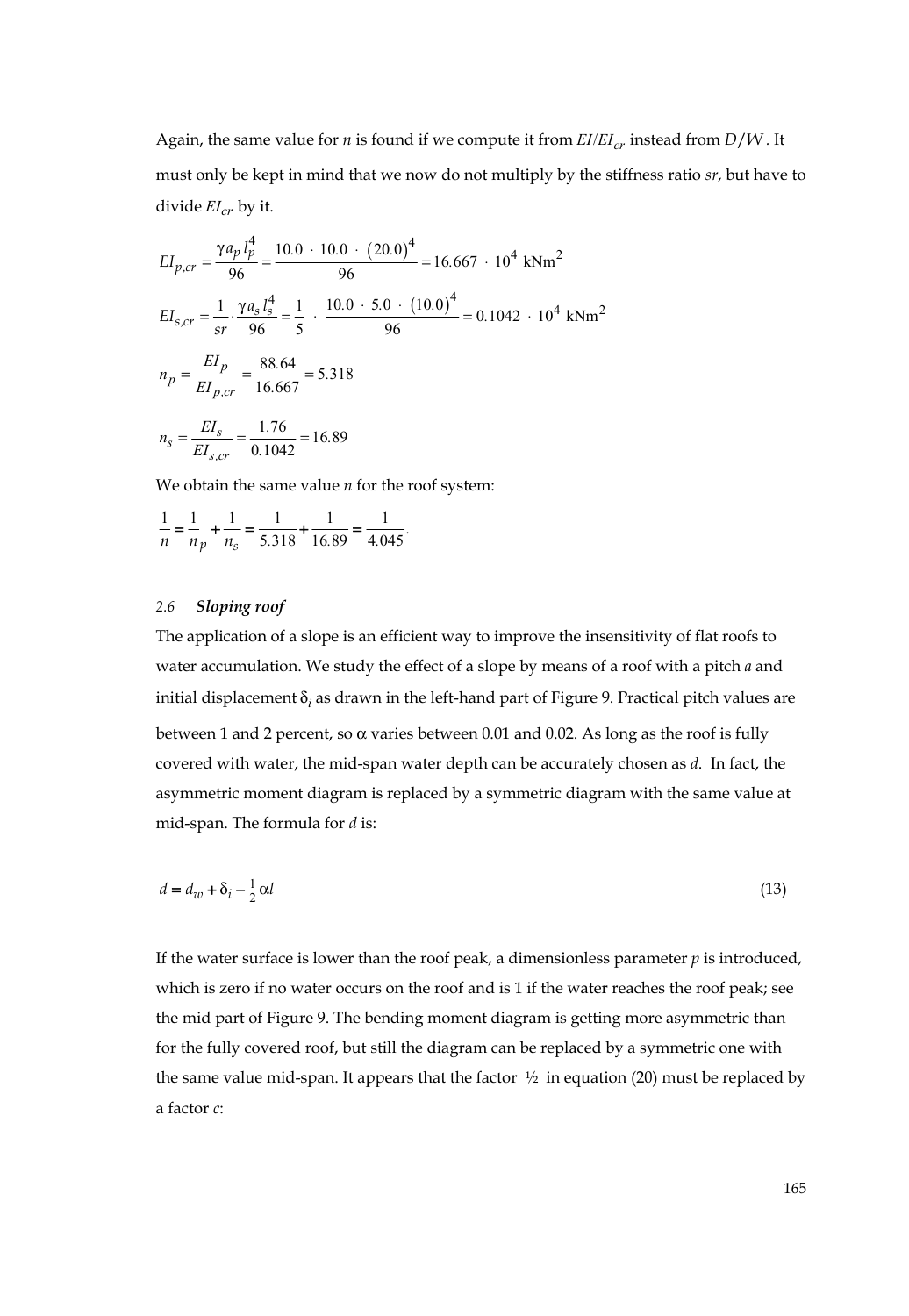Again, the same value for $n$ is found if we compute it from $EI/EI_{cr}$ instead from $D/W$. It must only be kept in mind that we now do not multiply by the stiffness ratio $sr$, but have to divide $EI_{cr}$ by it.

$$EI_{p,cr} = \frac{\gamma a_p l_p^4}{96} = \frac{10.0 \cdot 10.0 \cdot (20.0)^4}{96} = 16.667 \cdot 10^4 \text{ kNm}^2$$

$$EI_{s,cr} = \frac{1}{sr} \cdot \frac{\gamma a_s l_s^4}{96} = \frac{1}{5} \cdot \frac{10.0 \cdot 5.0 \cdot (10.0)^4}{96} = 0.1042 \cdot 10^4 \text{ kNm}^2$$

$$n_p = \frac{EI_p}{EI_{p,cr}} = \frac{88.64}{16.667} = 5.318$$

$$n_s = \frac{EI_s}{EI_{s,cr}} = \frac{1.76}{0.1042} = 16.89$$

We obtain the same value $n$ for the roof system:

$$\frac{1}{n} = \frac{1}{n_p} + \frac{1}{n_s} = \frac{1}{5.318} + \frac{1}{16.89} = \frac{1}{4.045}.$$

### 2.6 *Sloping roof*

The application of a slope is an efficient way to improve the insensitivity of flat roofs to water accumulation. We study the effect of a slope by means of a roof with a pitch $a$ and initial displacement $\delta_i$ as drawn in the left-hand part of Figure 9. Practical pitch values are between 1 and 2 percent, so $\alpha$ varies between 0.01 and 0.02. As long as the roof is fully covered with water, the mid-span water depth can be accurately chosen as $d$. In fact, the asymmetric moment diagram is replaced by a symmetric diagram with the same value at mid-span. The formula for $d$ is:

$$d = d_w + \delta_i - \tfrac{1}{2}\alpha l \tag{13}$$

If the water surface is lower than the roof peak, a dimensionless parameter $p$ is introduced, which is zero if no water occurs on the roof and is 1 if the water reaches the roof peak; see the mid part of Figure 9. The bending moment diagram is getting more asymmetric than for the fully covered roof, but still the diagram can be replaced by a symmetric one with the same value mid-span. It appears that the factor ½ in equation (20) must be replaced by a factor $c$: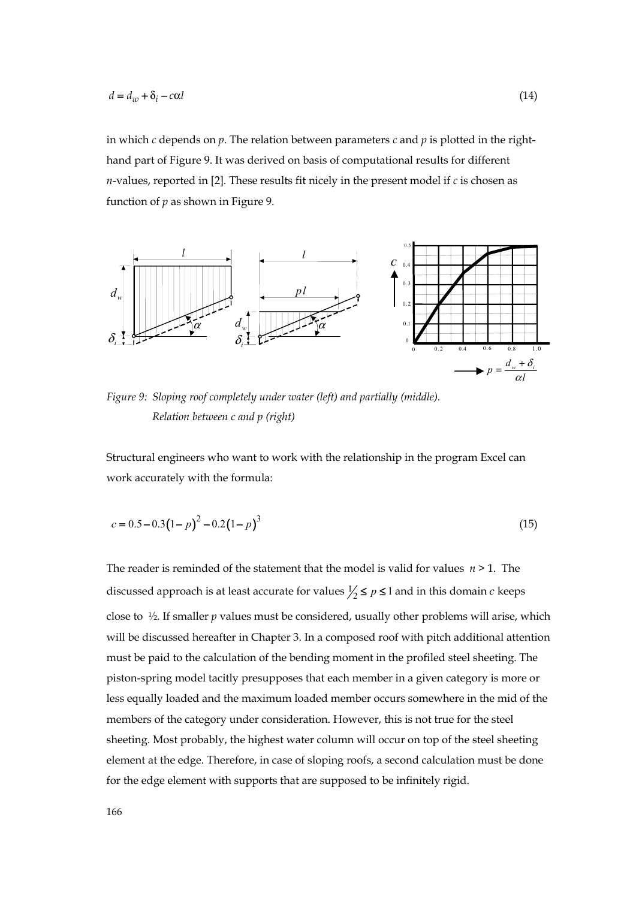$$d = d_w + \delta_i - c\alpha l \tag{14}$$

in which $c$ depends on $p$. The relation between parameters $c$ and $p$ is plotted in the right-hand part of Figure 9. It was derived on basis of computational results for different $n$-values, reported in [2]. These results fit nicely in the present model if $c$ is chosen as function of $p$ as shown in Figure 9.

*Figure 9: Sloping roof completely under water (left) and partially (middle). Relation between c and p (right)*

Structural engineers who want to work with the relationship in the program Excel can work accurately with the formula:

$$c = 0.5 - 0.3(1-p)^2 - 0.2(1-p)^3 \tag{15}$$

The reader is reminded of the statement that the model is valid for values $n > 1$. The discussed approach is at least accurate for values $\frac{1}{2} \leq p \leq 1$ and in this domain $c$ keeps close to ½. If smaller $p$ values must be considered, usually other problems will arise, which will be discussed hereafter in Chapter 3. In a composed roof with pitch additional attention must be paid to the calculation of the bending moment in the profiled steel sheeting. The piston-spring model tacitly presupposes that each member in a given category is more or less equally loaded and the maximum loaded member occurs somewhere in the mid of the members of the category under consideration. However, this is not true for the steel sheeting. Most probably, the highest water column will occur on top of the steel sheeting element at the edge. Therefore, in case of sloping roofs, a second calculation must be done for the edge element with supports that are supposed to be infinitely rigid.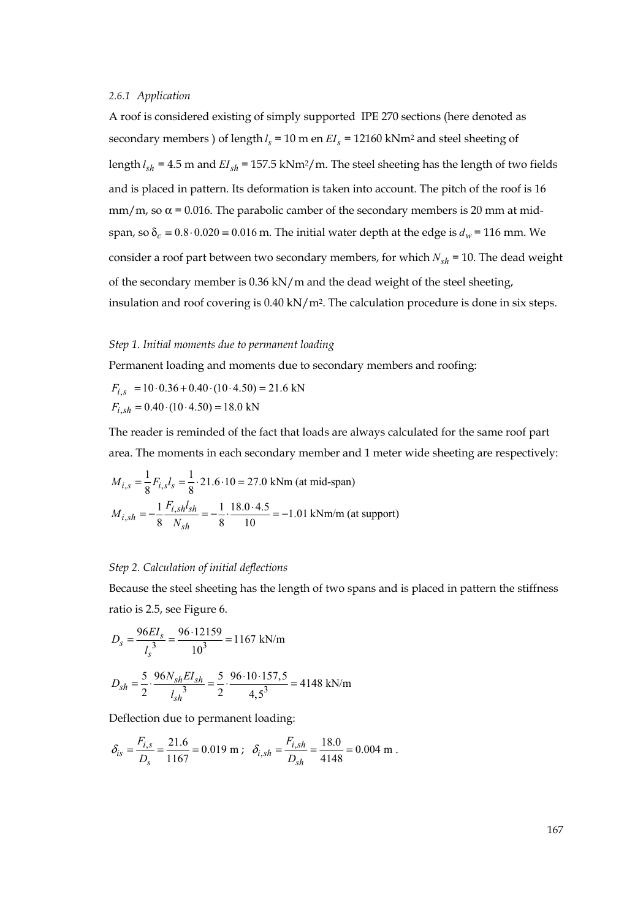#### *2.6.1 Application*

A roof is considered existing of simply supported IPE 270 sections (here denoted as secondary members ) of length $l_s$ = 10 m en $EI_s$ = 12160 kNm² and steel sheeting of length $l_{sh}$ = 4.5 m and $EI_{sh}$ = 157.5 kNm²/m. The steel sheeting has the length of two fields and is placed in pattern. Its deformation is taken into account. The pitch of the roof is 16 mm/m, so $\alpha$ = 0.016. The parabolic camber of the secondary members is 20 mm at mid-span, so $\delta_c = 0.8 \cdot 0.020 = 0.016$ m. The initial water depth at the edge is $d_w$ = 116 mm. We consider a roof part between two secondary members, for which $N_{sh}$ = 10. The dead weight of the secondary member is 0.36 kN/m and the dead weight of the steel sheeting, insulation and roof covering is 0.40 kN/m². The calculation procedure is done in six steps.

*Step 1. Initial moments due to permanent loading*

Permanent loading and moments due to secondary members and roofing:

$$F_{i,s} = 10 \cdot 0.36 + 0.40 \cdot (10 \cdot 4.50) = 21.6 \text{ kN}$$

$$F_{i,sh} = 0.40 \cdot (10 \cdot 4.50) = 18.0 \text{ kN}$$

The reader is reminded of the fact that loads are always calculated for the same roof part area. The moments in each secondary member and 1 meter wide sheeting are respectively:

$$M_{i,s} = \frac{1}{8} F_{i,s} l_s = \frac{1}{8} \cdot 21.6 \cdot 10 = 27.0 \text{ kNm (at mid-span)}$$

$$M_{i,sh} = -\frac{1}{8} \frac{F_{i,sh} l_{sh}}{N_{sh}} = -\frac{1}{8} \cdot \frac{18.0 \cdot 4.5}{10} = -1.01 \text{ kNm/m (at support)}$$

*Step 2. Calculation of initial deflections*

Because the steel sheeting has the length of two spans and is placed in pattern the stiffness ratio is 2.5, see Figure 6.

$$D_s = \frac{96 EI_s}{l_s^3} = \frac{96 \cdot 12159}{10^3} = 1167 \text{ kN/m}$$

$$D_{sh} = \frac{5}{2} \cdot \frac{96 N_{sh} EI_{sh}}{l_{sh}^3} = \frac{5}{2} \cdot \frac{96 \cdot 10 \cdot 157{,}5}{4{,}5^3} = 4148 \text{ kN/m}$$

Deflection due to permanent loading:

$$\delta_{is} = \frac{F_{i,s}}{D_s} = \frac{21.6}{1167} = 0.019 \text{ m} \ ; \quad \delta_{i,sh} = \frac{F_{i,sh}}{D_{sh}} = \frac{18.0}{4148} = 0.004 \text{ m} \ .$$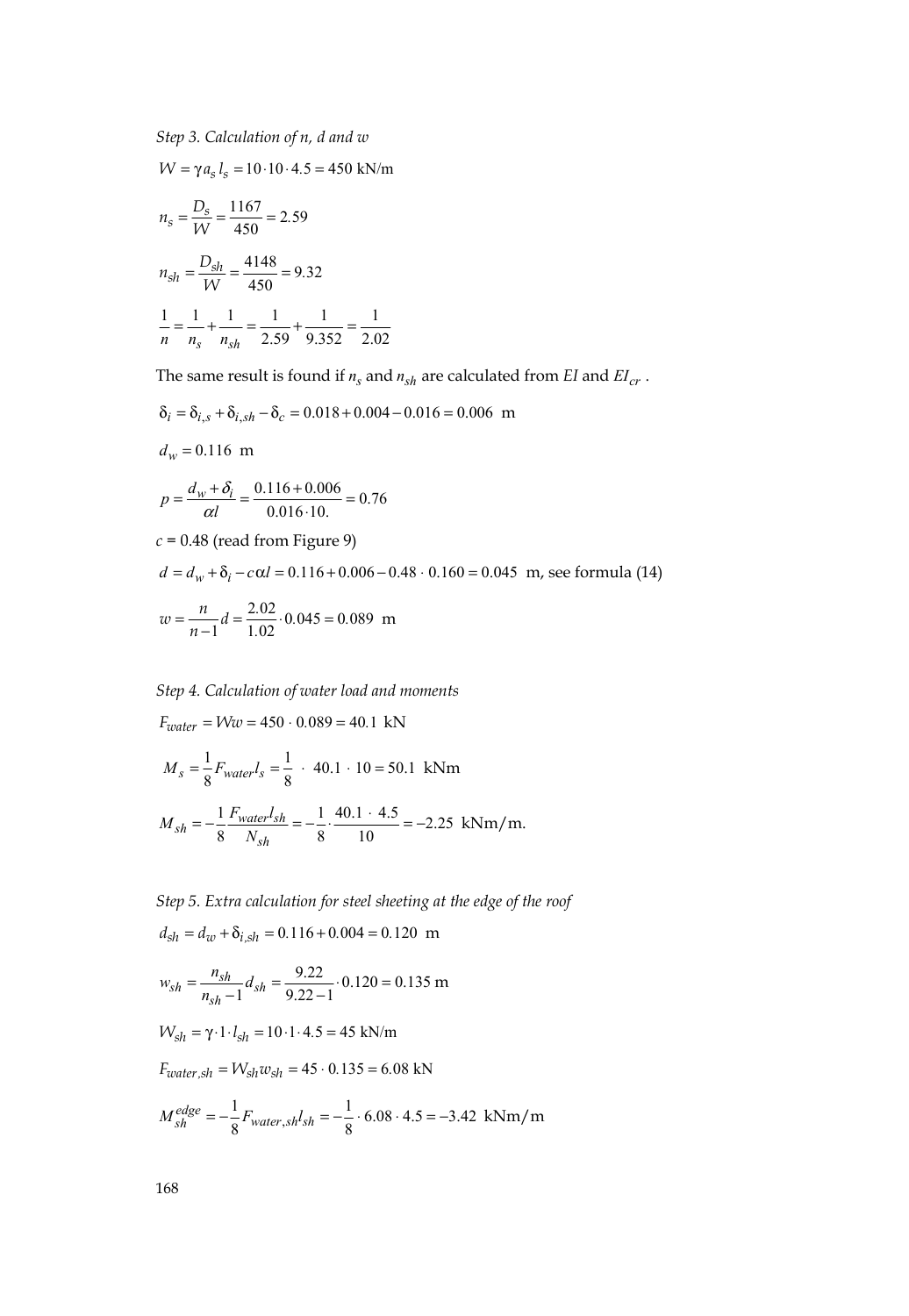*Step 3. Calculation of n, d and w*

$$W = \gamma a_s l_s = 10 \cdot 10 \cdot 4.5 = 450 \text{ kN/m}$$

$$n_s = \frac{D_s}{W} = \frac{1167}{450} = 2.59$$

$$n_{sh} = \frac{D_{sh}}{W} = \frac{4148}{450} = 9.32$$

$$\frac{1}{n} = \frac{1}{n_s} + \frac{1}{n_{sh}} = \frac{1}{2.59} + \frac{1}{9.352} = \frac{1}{2.02}$$

The same result is found if $n_s$ and $n_{sh}$ are calculated from $EI$ and $EI_{cr}$ .

$$\delta_i = \delta_{i,s} + \delta_{i,sh} - \delta_c = 0.018 + 0.004 - 0.016 = 0.006 \text{ m}$$

$$d_w = 0.116 \text{ m}$$

$$p = \frac{d_w + \delta_i}{\alpha l} = \frac{0.116 + 0.006}{0.016 \cdot 10.} = 0.76$$

$c$ = 0.48 (read from Figure 9)

$d = d_w + \delta_i - c\alpha l = 0.116 + 0.006 - 0.48 \cdot 0.160 = 0.045$ m, see formula (14)

$$w = \frac{n}{n-1} d = \frac{2.02}{1.02} \cdot 0.045 = 0.089 \text{ m}$$

*Step 4. Calculation of water load and moments*

$$F_{water} = Ww = 450 \cdot 0.089 = 40.1 \text{ kN}$$

$$M_s = \frac{1}{8} F_{water} l_s = \frac{1}{8} \cdot 40.1 \cdot 10 = 50.1 \text{ kNm}$$

$$M_{sh} = -\frac{1}{8} \frac{F_{water} l_{sh}}{N_{sh}} = -\frac{1}{8} \cdot \frac{40.1 \cdot 4.5}{10} = -2.25 \text{ kNm/m.}$$

*Step 5. Extra calculation for steel sheeting at the edge of the roof*

$$d_{sh} = d_w + \delta_{i,sh} = 0.116 + 0.004 = 0.120 \text{ m}$$

$$w_{sh} = \frac{n_{sh}}{n_{sh} - 1} d_{sh} = \frac{9.22}{9.22 - 1} \cdot 0.120 = 0.135 \text{ m}$$

$$W_{sh} = \gamma \cdot 1 \cdot l_{sh} = 10 \cdot 1 \cdot 4.5 = 45 \text{ kN/m}$$

$$F_{water,sh} = W_{sh} w_{sh} = 45 \cdot 0.135 = 6.08 \text{ kN}$$

$$M_{sh}^{edge} = -\frac{1}{8} F_{water,sh} l_{sh} = -\frac{1}{8} \cdot 6.08 \cdot 4.5 = -3.42 \text{ kNm/m}$$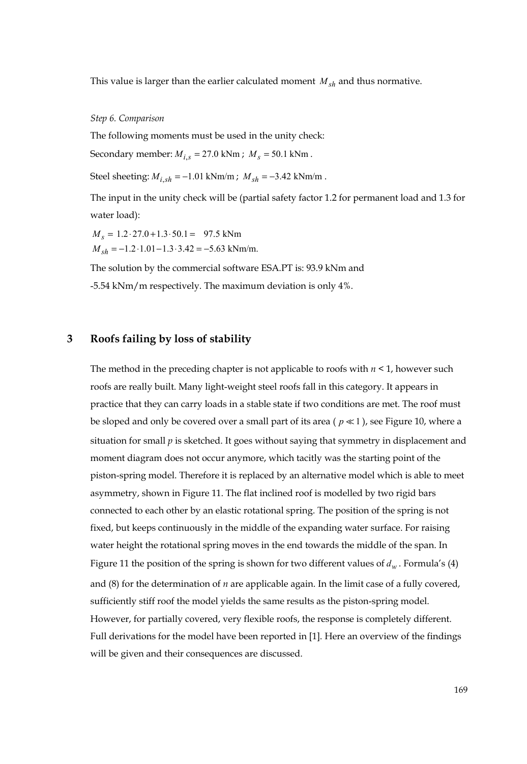This value is larger than the earlier calculated moment $M_{sh}$ and thus normative.

*Step 6. Comparison*

The following moments must be used in the unity check:

Secondary member: $M_{i,s} = 27.0$ kNm ; $M_s = 50.1$ kNm .

Steel sheeting: $M_{i,sh} = -1.01$ kNm/m ; $M_{sh} = -3.42$ kNm/m .

The input in the unity check will be (partial safety factor 1.2 for permanent load and 1.3 for water load):

$$M_s = 1.2 \cdot 27.0 + 1.3 \cdot 50.1 = 97.5 \text{ kNm}$$

$$M_{sh} = -1.2 \cdot 1.01 - 1.3 \cdot 3.42 = -5.63 \text{ kNm/m.}$$

The solution by the commercial software ESA.PT is: 93.9 kNm and -5.54 kNm/m respectively. The maximum deviation is only 4%.

## 3 Roofs failing by loss of stability

The method in the preceding chapter is not applicable to roofs with $n < 1$, however such roofs are really built. Many light-weight steel roofs fall in this category. It appears in practice that they can carry loads in a stable state if two conditions are met. The roof must be sloped and only be covered over a small part of its area ( $p \ll 1$ ), see Figure 10, where a situation for small $p$ is sketched. It goes without saying that symmetry in displacement and moment diagram does not occur anymore, which tacitly was the starting point of the piston-spring model. Therefore it is replaced by an alternative model which is able to meet asymmetry, shown in Figure 11. The flat inclined roof is modelled by two rigid bars connected to each other by an elastic rotational spring. The position of the spring is not fixed, but keeps continuously in the middle of the expanding water surface. For raising water height the rotational spring moves in the end towards the middle of the span. In Figure 11 the position of the spring is shown for two different values of $d_w$. Formula's (4) and (8) for the determination of $n$ are applicable again. In the limit case of a fully covered, sufficiently stiff roof the model yields the same results as the piston-spring model. However, for partially covered, very flexible roofs, the response is completely different. Full derivations for the model have been reported in [1]. Here an overview of the findings will be given and their consequences are discussed.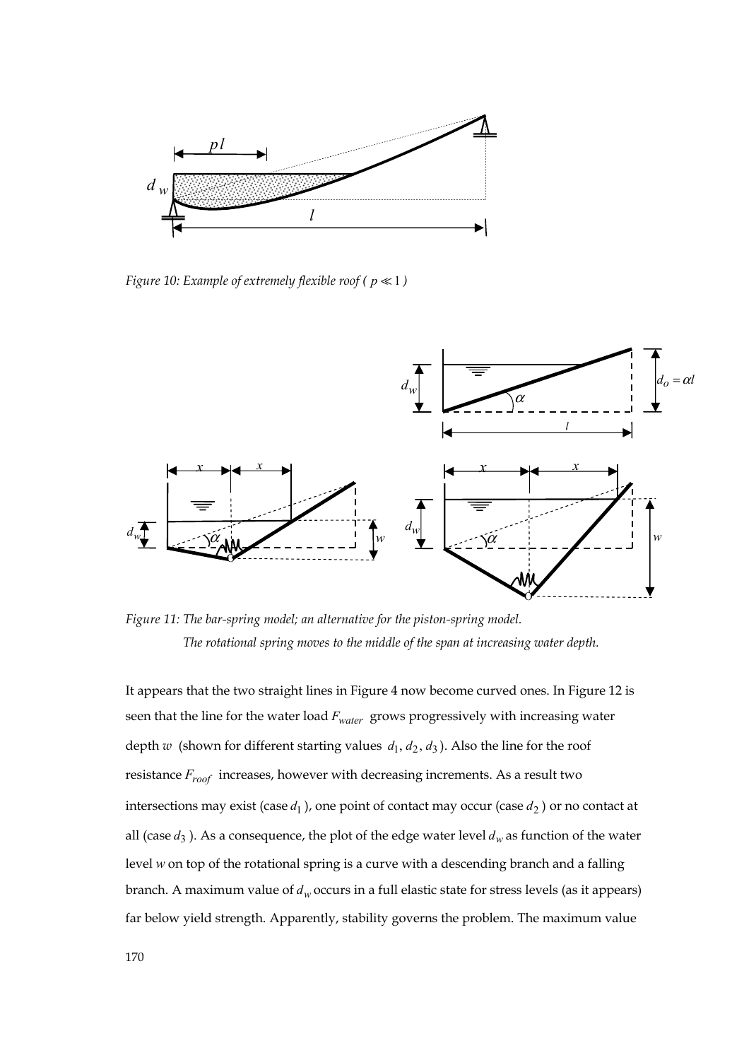Figure 10: Example of extremely flexible roof ( $p \ll 1$ )

Figure 11: The bar-spring model; an alternative for the piston-spring model.
The rotational spring moves to the middle of the span at increasing water depth.

It appears that the two straight lines in Figure 4 now become curved ones. In Figure 12 is seen that the line for the water load $F_{water}$ grows progressively with increasing water depth $w$ (shown for different starting values $d_1, d_2, d_3$). Also the line for the roof resistance $F_{roof}$ increases, however with decreasing increments. As a result two intersections may exist (case $d_1$), one point of contact may occur (case $d_2$) or no contact at all (case $d_3$). As a consequence, the plot of the edge water level $d_w$ as function of the water level $w$ on top of the rotational spring is a curve with a descending branch and a falling branch. A maximum value of $d_w$ occurs in a full elastic state for stress levels (as it appears) far below yield strength. Apparently, stability governs the problem. The maximum value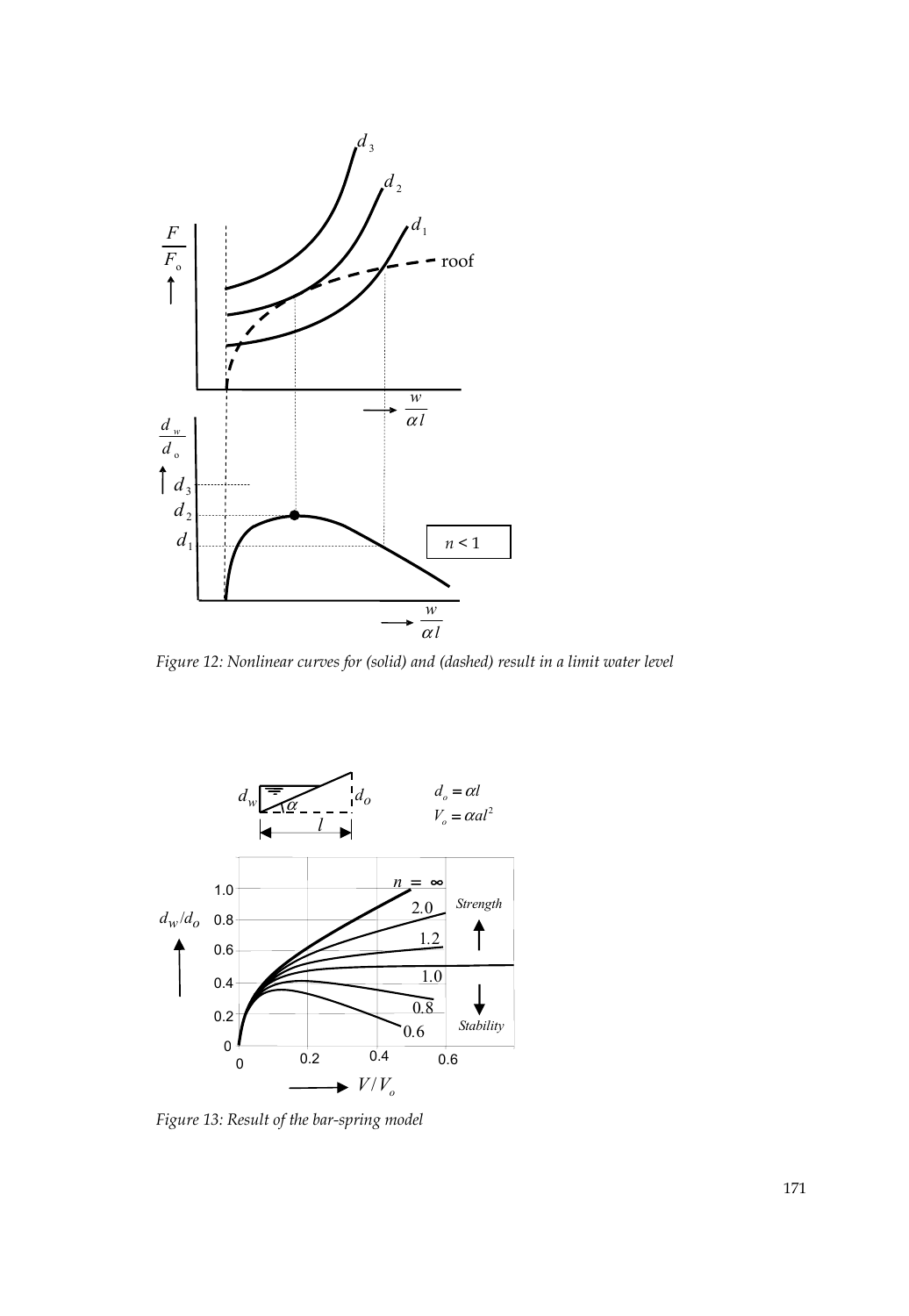*Figure 12: Nonlinear curves for (solid) and (dashed) result in a limit water level*

*Figure 13: Result of the bar-spring model*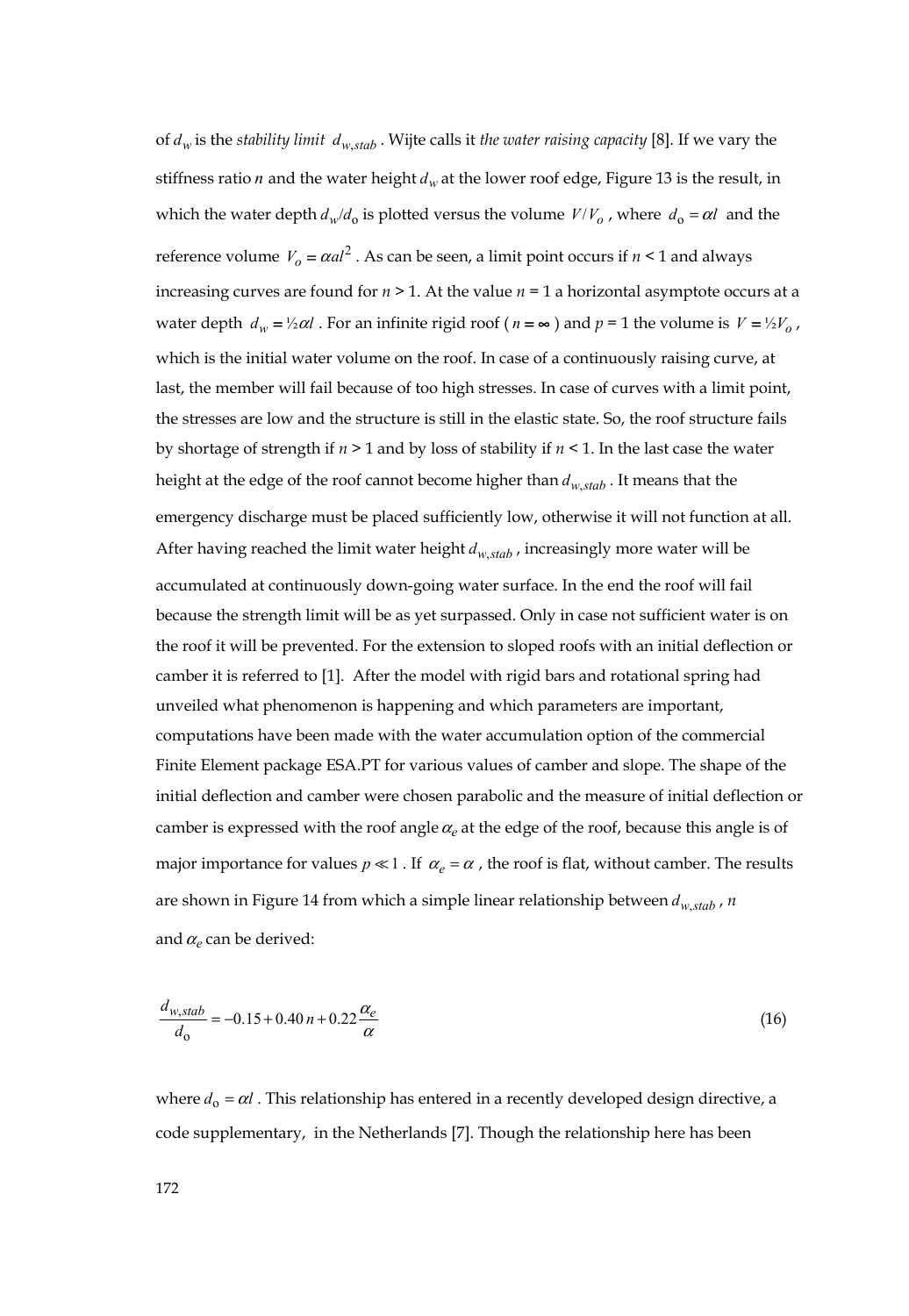of $d_w$ is the *stability limit* $d_{w,stab}$. Wijte calls it *the water raising capacity* [8]. If we vary the stiffness ratio $n$ and the water height $d_w$ at the lower roof edge, Figure 13 is the result, in which the water depth $d_w/d_0$ is plotted versus the volume $V/V_o$, where $d_0 = \alpha l$ and the reference volume $V_o = \alpha a l^2$. As can be seen, a limit point occurs if $n < 1$ and always increasing curves are found for $n > 1$. At the value $n = 1$ a horizontal asymptote occurs at a water depth $d_w = ½\alpha l$. For an infinite rigid roof ($n = \infty$) and $p = 1$ the volume is $V = ½V_o$, which is the initial water volume on the roof. In case of a continuously raising curve, at last, the member will fail because of too high stresses. In case of curves with a limit point, the stresses are low and the structure is still in the elastic state. So, the roof structure fails by shortage of strength if $n > 1$ and by loss of stability if $n < 1$. In the last case the water height at the edge of the roof cannot become higher than $d_{w,stab}$. It means that the emergency discharge must be placed sufficiently low, otherwise it will not function at all. After having reached the limit water height $d_{w,stab}$, increasingly more water will be accumulated at continuously down-going water surface. In the end the roof will fail because the strength limit will be as yet surpassed. Only in case not sufficient water is on the roof it will be prevented. For the extension to sloped roofs with an initial deflection or camber it is referred to [1]. After the model with rigid bars and rotational spring had unveiled what phenomenon is happening and which parameters are important, computations have been made with the water accumulation option of the commercial Finite Element package ESA.PT for various values of camber and slope. The shape of the initial deflection and camber were chosen parabolic and the measure of initial deflection or camber is expressed with the roof angle $\alpha_e$ at the edge of the roof, because this angle is of major importance for values $p \ll 1$. If $\alpha_e = \alpha$, the roof is flat, without camber. The results are shown in Figure 14 from which a simple linear relationship between $d_{w,stab}$, $n$ and $\alpha_e$ can be derived:

$$\frac{d_{w,stab}}{d_0} = -0.15 + 0.40\,n + 0.22\frac{\alpha_e}{\alpha} \tag{16}$$

where $d_0 = \alpha l$. This relationship has entered in a recently developed design directive, a code supplementary, in the Netherlands [7]. Though the relationship here has been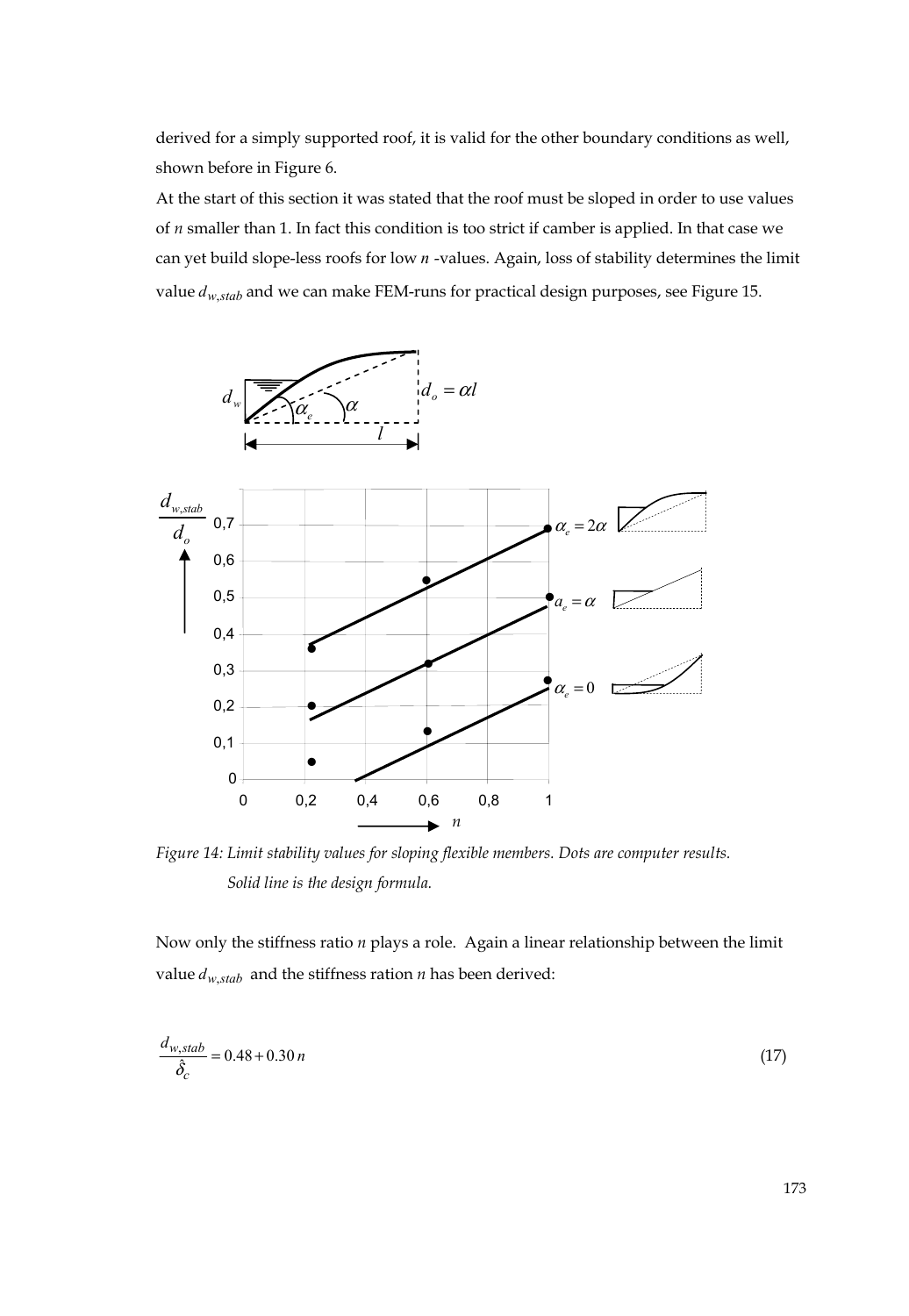derived for a simply supported roof, it is valid for the other boundary conditions as well, shown before in Figure 6.

At the start of this section it was stated that the roof must be sloped in order to use values of $n$ smaller than 1. In fact this condition is too strict if camber is applied. In that case we can yet build slope-less roofs for low $n$ -values. Again, loss of stability determines the limit value $d_{w,stab}$ and we can make FEM-runs for practical design purposes, see Figure 15.

*Figure 14: Limit stability values for sloping flexible members. Dots are computer results. Solid line is the design formula.*

Now only the stiffness ratio $n$ plays a role. Again a linear relationship between the limit value $d_{w,stab}$ and the stiffness ration $n$ has been derived:

$$\frac{d_{w,stab}}{\hat{\delta}_c} = 0.48 + 0.30\,n \tag{17}$$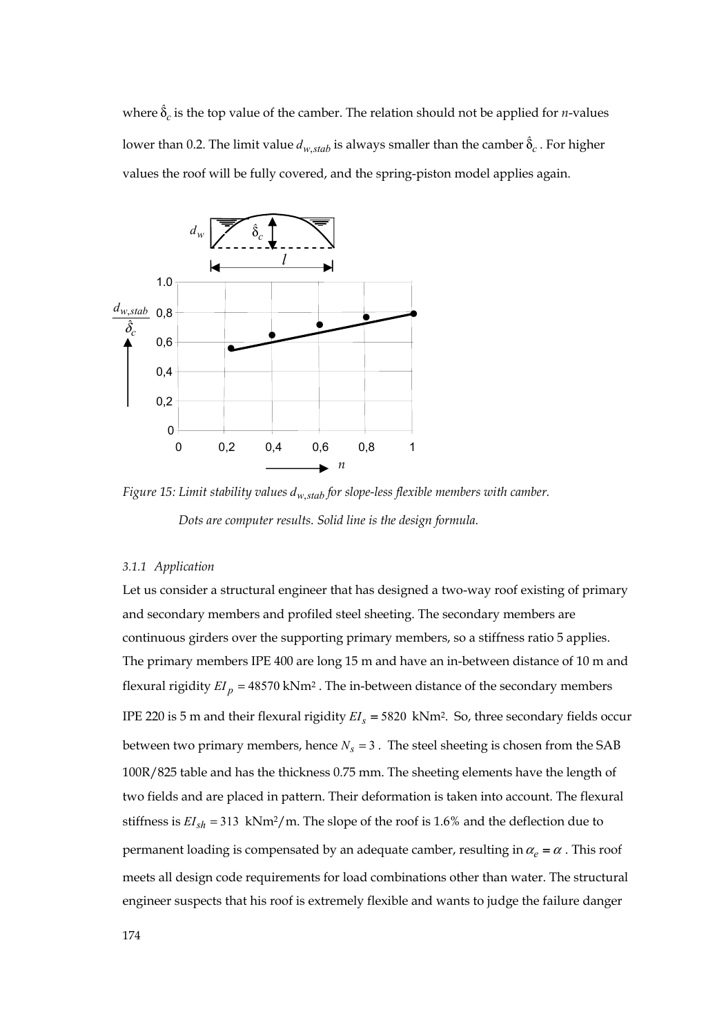where $\hat{\delta}_c$ is the top value of the camber. The relation should not be applied for *n*-values lower than 0.2. The limit value $d_{w,stab}$ is always smaller than the camber $\hat{\delta}_c$. For higher values the roof will be fully covered, and the spring-piston model applies again.

*Figure 15: Limit stability values $d_{w,stab}$ for slope-less flexible members with camber. Dots are computer results. Solid line is the design formula.*

#### 3.1.1 Application

Let us consider a structural engineer that has designed a two-way roof existing of primary and secondary members and profiled steel sheeting. The secondary members are continuous girders over the supporting primary members, so a stiffness ratio 5 applies. The primary members IPE 400 are long 15 m and have an in-between distance of 10 m and flexural rigidity $EI_p = 48570$ kNm². The in-between distance of the secondary members IPE 220 is 5 m and their flexural rigidity $EI_s = 5820$ kNm². So, three secondary fields occur between two primary members, hence $N_s = 3$. The steel sheeting is chosen from the SAB 100R/825 table and has the thickness 0.75 mm. The sheeting elements have the length of two fields and are placed in pattern. Their deformation is taken into account. The flexural stiffness is $EI_{sh} = 313$ kNm²/m. The slope of the roof is 1.6% and the deflection due to permanent loading is compensated by an adequate camber, resulting in $\alpha_e = \alpha$. This roof meets all design code requirements for load combinations other than water. The structural engineer suspects that his roof is extremely flexible and wants to judge the failure danger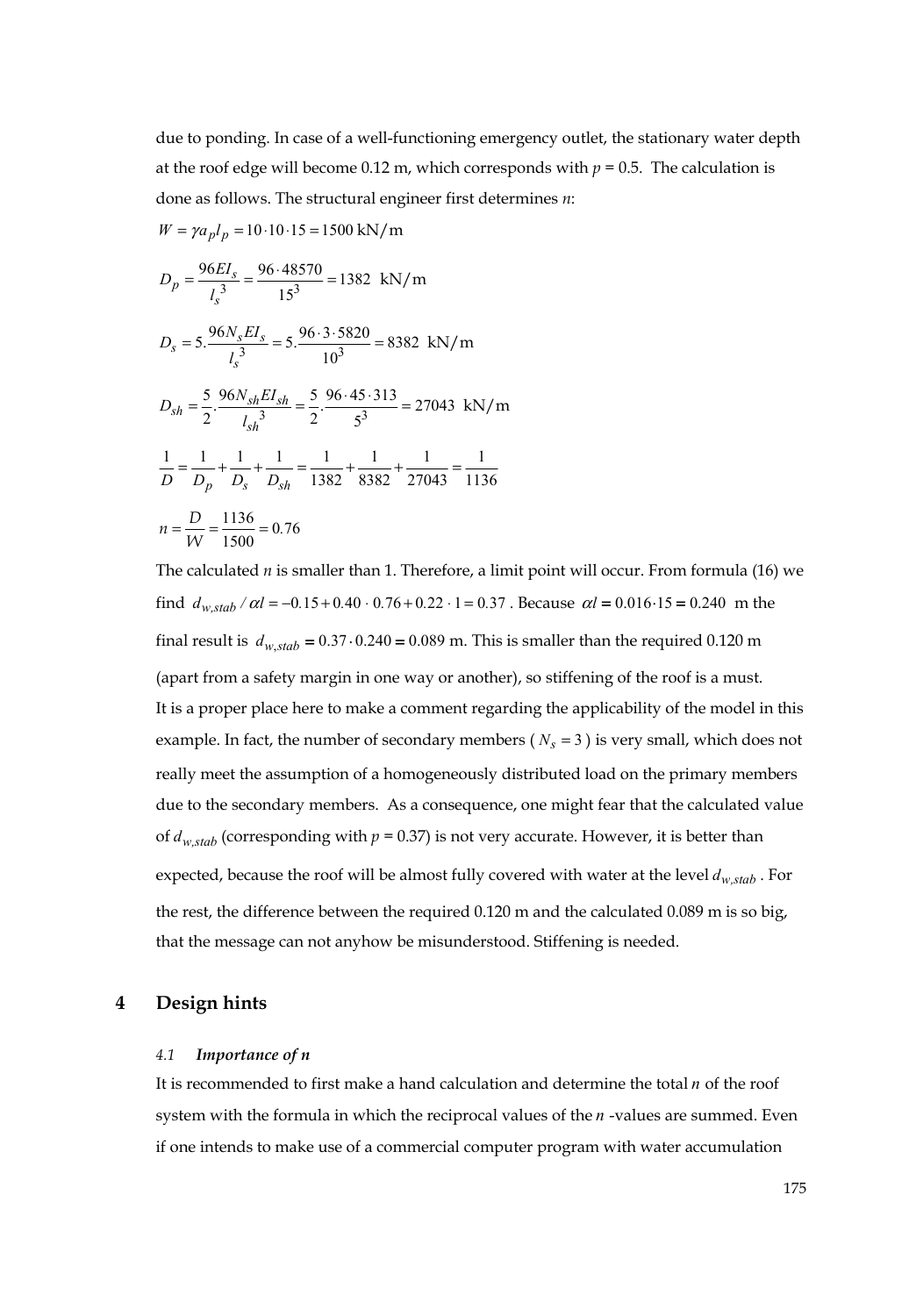due to ponding. In case of a well-functioning emergency outlet, the stationary water depth at the roof edge will become 0.12 m, which corresponds with $p$ = 0.5. The calculation is done as follows. The structural engineer first determines $n$:

$$W = \gamma a_p l_p = 10 \cdot 10 \cdot 15 = 1500 \text{ kN/m}$$

$$D_p = \frac{96 EI_s}{l_s^3} = \frac{96 \cdot 48570}{15^3} = 1382 \text{ kN/m}$$

$$D_s = 5.\frac{96 N_s EI_s}{l_s^3} = 5.\frac{96 \cdot 3 \cdot 5820}{10^3} = 8382 \text{ kN/m}$$

$$D_{sh} = \frac{5}{2}.\frac{96 N_{sh} EI_{sh}}{l_{sh}^3} = \frac{5}{2}.\frac{96 \cdot 45 \cdot 313}{5^3} = 27043 \text{ kN/m}$$

$$\frac{1}{D} = \frac{1}{D_p} + \frac{1}{D_s} + \frac{1}{D_{sh}} = \frac{1}{1382} + \frac{1}{8382} + \frac{1}{27043} = \frac{1}{1136}$$

$$n = \frac{D}{W} = \frac{1136}{1500} = 0.76$$

The calculated $n$ is smaller than 1. Therefore, a limit point will occur. From formula (16) we find $d_{w,stab} / \alpha l = -0.15 + 0.40 \cdot 0.76 + 0.22 \cdot 1 = 0.37$ . Because $\alpha l = 0.016 \cdot 15 = 0.240$ m the final result is $d_{w,stab} = 0.37 \cdot 0.240 = 0.089$ m. This is smaller than the required 0.120 m (apart from a safety margin in one way or another), so stiffening of the roof is a must.

It is a proper place here to make a comment regarding the applicability of the model in this example. In fact, the number of secondary members ( $N_s = 3$ ) is very small, which does not really meet the assumption of a homogeneously distributed load on the primary members due to the secondary members. As a consequence, one might fear that the calculated value of $d_{w,stab}$ (corresponding with $p$ = 0.37) is not very accurate. However, it is better than expected, because the roof will be almost fully covered with water at the level $d_{w,stab}$ . For the rest, the difference between the required 0.120 m and the calculated 0.089 m is so big, that the message can not anyhow be misunderstood. Stiffening is needed.

# 4 Design hints

### 4.1 *Importance of n*

It is recommended to first make a hand calculation and determine the total $n$ of the roof system with the formula in which the reciprocal values of the $n$ -values are summed. Even if one intends to make use of a commercial computer program with water accumulation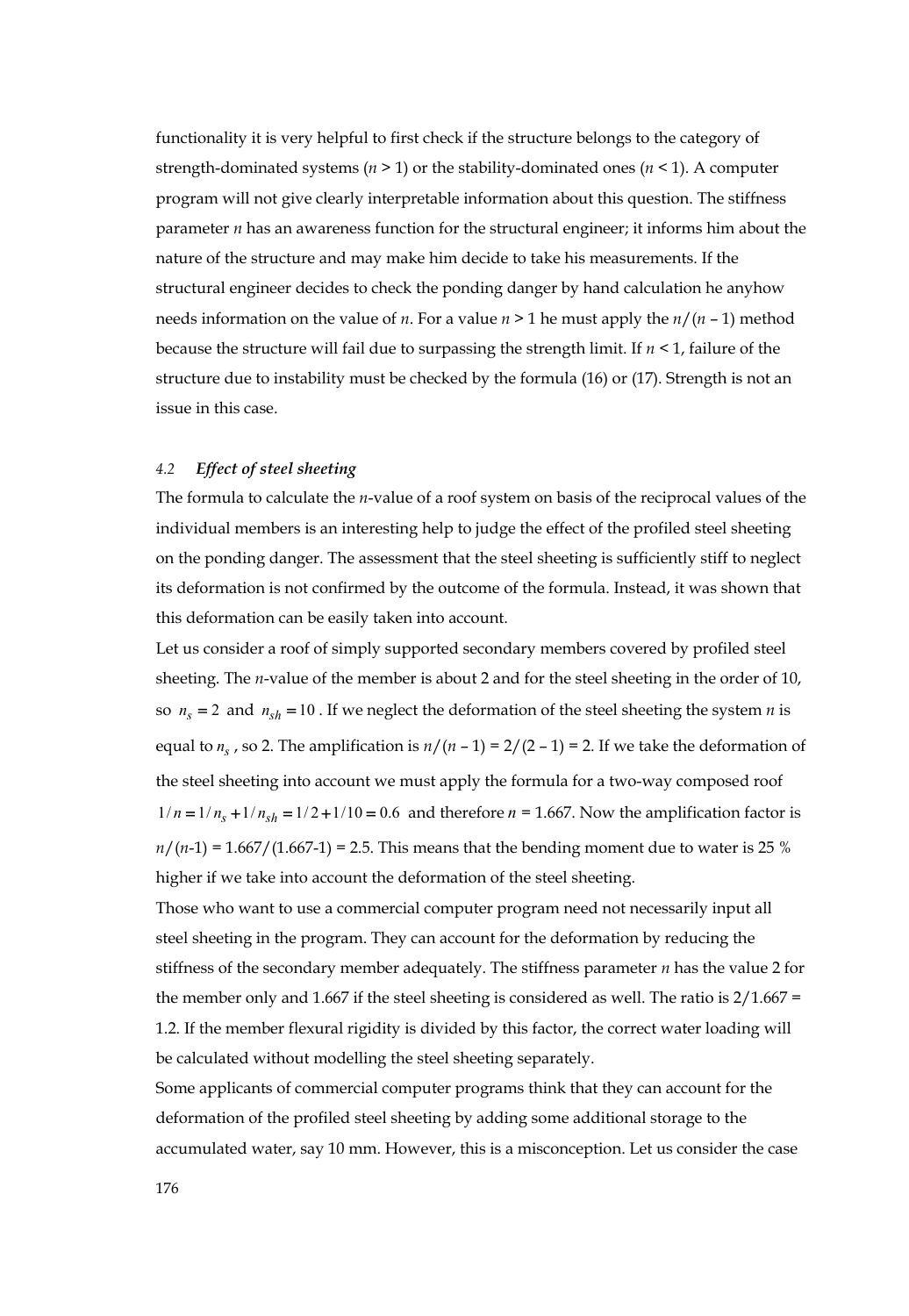functionality it is very helpful to first check if the structure belongs to the category of strength-dominated systems ($n > 1$) or the stability-dominated ones ($n < 1$). A computer program will not give clearly interpretable information about this question. The stiffness parameter $n$ has an awareness function for the structural engineer; it informs him about the nature of the structure and may make him decide to take his measurements. If the structural engineer decides to check the ponding danger by hand calculation he anyhow needs information on the value of $n$. For a value $n > 1$ he must apply the $n/(n-1)$ method because the structure will fail due to surpassing the strength limit. If $n < 1$, failure of the structure due to instability must be checked by the formula (16) or (17). Strength is not an issue in this case.

### *4.2 Effect of steel sheeting*

The formula to calculate the $n$-value of a roof system on basis of the reciprocal values of the individual members is an interesting help to judge the effect of the profiled steel sheeting on the ponding danger. The assessment that the steel sheeting is sufficiently stiff to neglect its deformation is not confirmed by the outcome of the formula. Instead, it was shown that this deformation can be easily taken into account.

Let us consider a roof of simply supported secondary members covered by profiled steel sheeting. The $n$-value of the member is about 2 and for the steel sheeting in the order of 10, so $n_s = 2$ and $n_{sh} = 10$. If we neglect the deformation of the steel sheeting the system $n$ is equal to $n_s$, so 2. The amplification is $n/(n-1) = 2/(2-1) = 2$. If we take the deformation of the steel sheeting into account we must apply the formula for a two-way composed roof $1/n = 1/n_s + 1/n_{sh} = 1/2 + 1/10 = 0.6$ and therefore $n = 1.667$. Now the amplification factor is $n/(n\text{-}1) = 1.667/(1.667\text{-}1) = 2.5$. This means that the bending moment due to water is 25 % higher if we take into account the deformation of the steel sheeting.

Those who want to use a commercial computer program need not necessarily input all steel sheeting in the program. They can account for the deformation by reducing the stiffness of the secondary member adequately. The stiffness parameter $n$ has the value 2 for the member only and 1.667 if the steel sheeting is considered as well. The ratio is $2/1.667 = 1.2$. If the member flexural rigidity is divided by this factor, the correct water loading will be calculated without modelling the steel sheeting separately.

Some applicants of commercial computer programs think that they can account for the deformation of the profiled steel sheeting by adding some additional storage to the accumulated water, say 10 mm. However, this is a misconception. Let us consider the case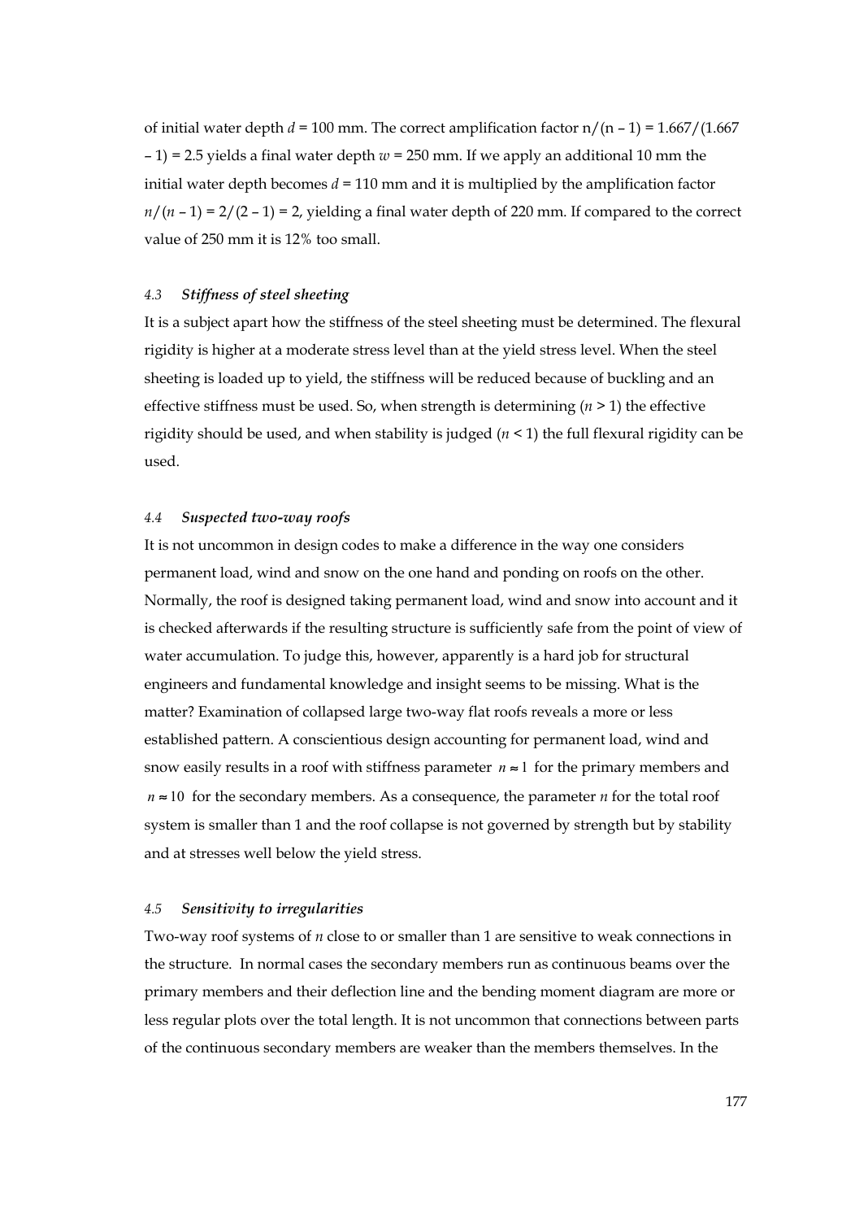of initial water depth $d$ = 100 mm. The correct amplification factor $n/(n-1) = 1.667/(1.667-1) = 2.5$ yields a final water depth $w$ = 250 mm. If we apply an additional 10 mm the initial water depth becomes $d$ = 110 mm and it is multiplied by the amplification factor $n/(n-1) = 2/(2-1) = 2$, yielding a final water depth of 220 mm. If compared to the correct value of 250 mm it is 12% too small.

### 4.3 *Stiffness of steel sheeting*

It is a subject apart how the stiffness of the steel sheeting must be determined. The flexural rigidity is higher at a moderate stress level than at the yield stress level. When the steel sheeting is loaded up to yield, the stiffness will be reduced because of buckling and an effective stiffness must be used. So, when strength is determining ($n > 1$) the effective rigidity should be used, and when stability is judged ($n < 1$) the full flexural rigidity can be used.

### 4.4 *Suspected two-way roofs*

It is not uncommon in design codes to make a difference in the way one considers permanent load, wind and snow on the one hand and ponding on roofs on the other. Normally, the roof is designed taking permanent load, wind and snow into account and it is checked afterwards if the resulting structure is sufficiently safe from the point of view of water accumulation. To judge this, however, apparently is a hard job for structural engineers and fundamental knowledge and insight seems to be missing. What is the matter? Examination of collapsed large two-way flat roofs reveals a more or less established pattern. A conscientious design accounting for permanent load, wind and snow easily results in a roof with stiffness parameter $n \approx 1$ for the primary members and $n \approx 10$ for the secondary members. As a consequence, the parameter $n$ for the total roof system is smaller than 1 and the roof collapse is not governed by strength but by stability and at stresses well below the yield stress.

### 4.5 *Sensitivity to irregularities*

Two-way roof systems of $n$ close to or smaller than 1 are sensitive to weak connections in the structure. In normal cases the secondary members run as continuous beams over the primary members and their deflection line and the bending moment diagram are more or less regular plots over the total length. It is not uncommon that connections between parts of the continuous secondary members are weaker than the members themselves. In the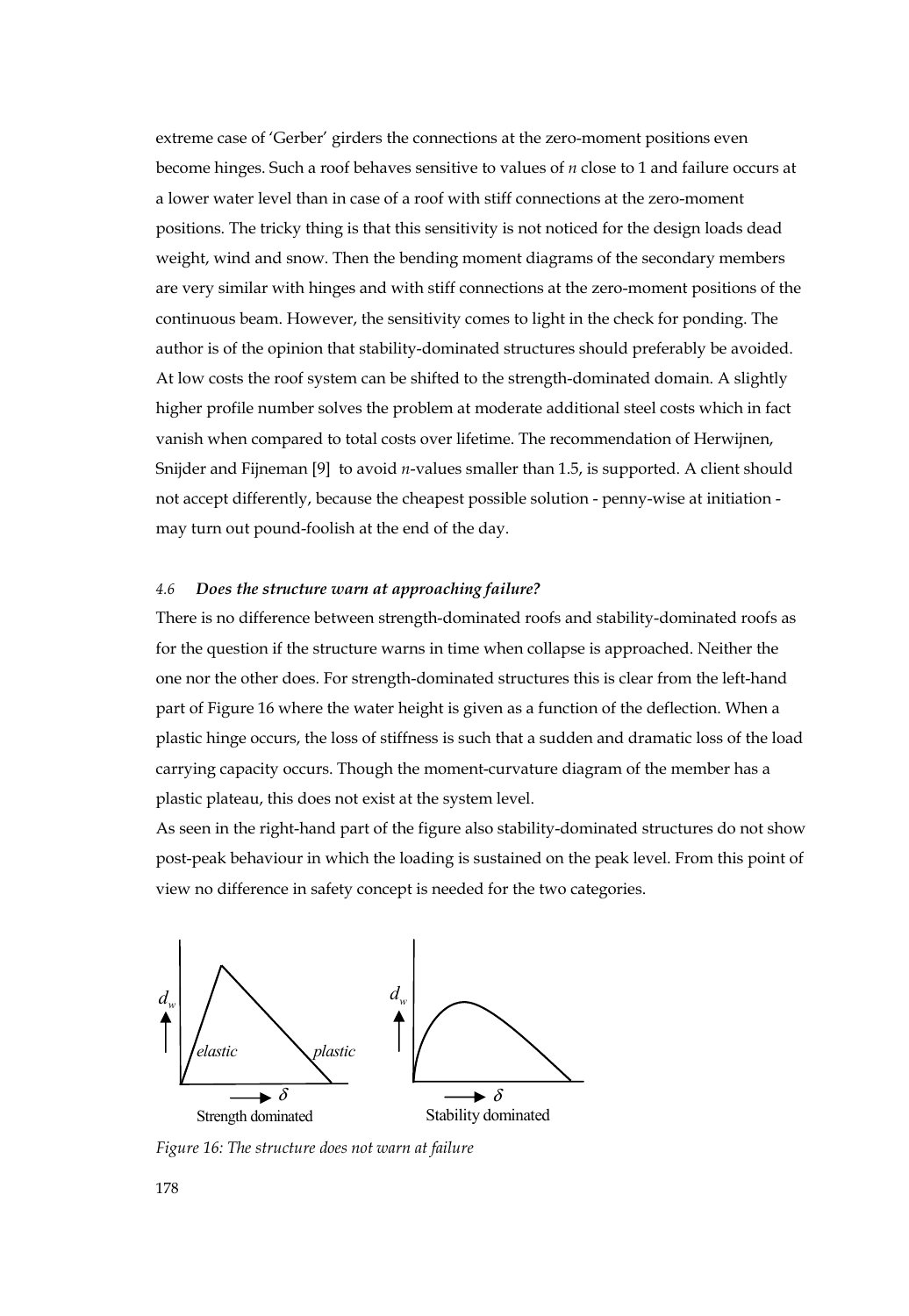extreme case of 'Gerber' girders the connections at the zero-moment positions even become hinges. Such a roof behaves sensitive to values of $n$ close to 1 and failure occurs at a lower water level than in case of a roof with stiff connections at the zero-moment positions. The tricky thing is that this sensitivity is not noticed for the design loads dead weight, wind and snow. Then the bending moment diagrams of the secondary members are very similar with hinges and with stiff connections at the zero-moment positions of the continuous beam. However, the sensitivity comes to light in the check for ponding. The author is of the opinion that stability-dominated structures should preferably be avoided. At low costs the roof system can be shifted to the strength-dominated domain. A slightly higher profile number solves the problem at moderate additional steel costs which in fact vanish when compared to total costs over lifetime. The recommendation of Herwijnen, Snijder and Fijneman [9] to avoid $n$-values smaller than 1.5, is supported. A client should not accept differently, because the cheapest possible solution - penny-wise at initiation - may turn out pound-foolish at the end of the day.

### 4.6 *Does the structure warn at approaching failure?*

There is no difference between strength-dominated roofs and stability-dominated roofs as for the question if the structure warns in time when collapse is approached. Neither the one nor the other does. For strength-dominated structures this is clear from the left-hand part of Figure 16 where the water height is given as a function of the deflection. When a plastic hinge occurs, the loss of stiffness is such that a sudden and dramatic loss of the load carrying capacity occurs. Though the moment-curvature diagram of the member has a plastic plateau, this does not exist at the system level.
As seen in the right-hand part of the figure also stability-dominated structures do not show post-peak behaviour in which the loading is sustained on the peak level. From this point of view no difference in safety concept is needed for the two categories.

$d_w$ | elastic | plastic | $\delta$ | Strength dominated

$d_w$ | $\delta$ | Stability dominated

*Figure 16: The structure does not warn at failure*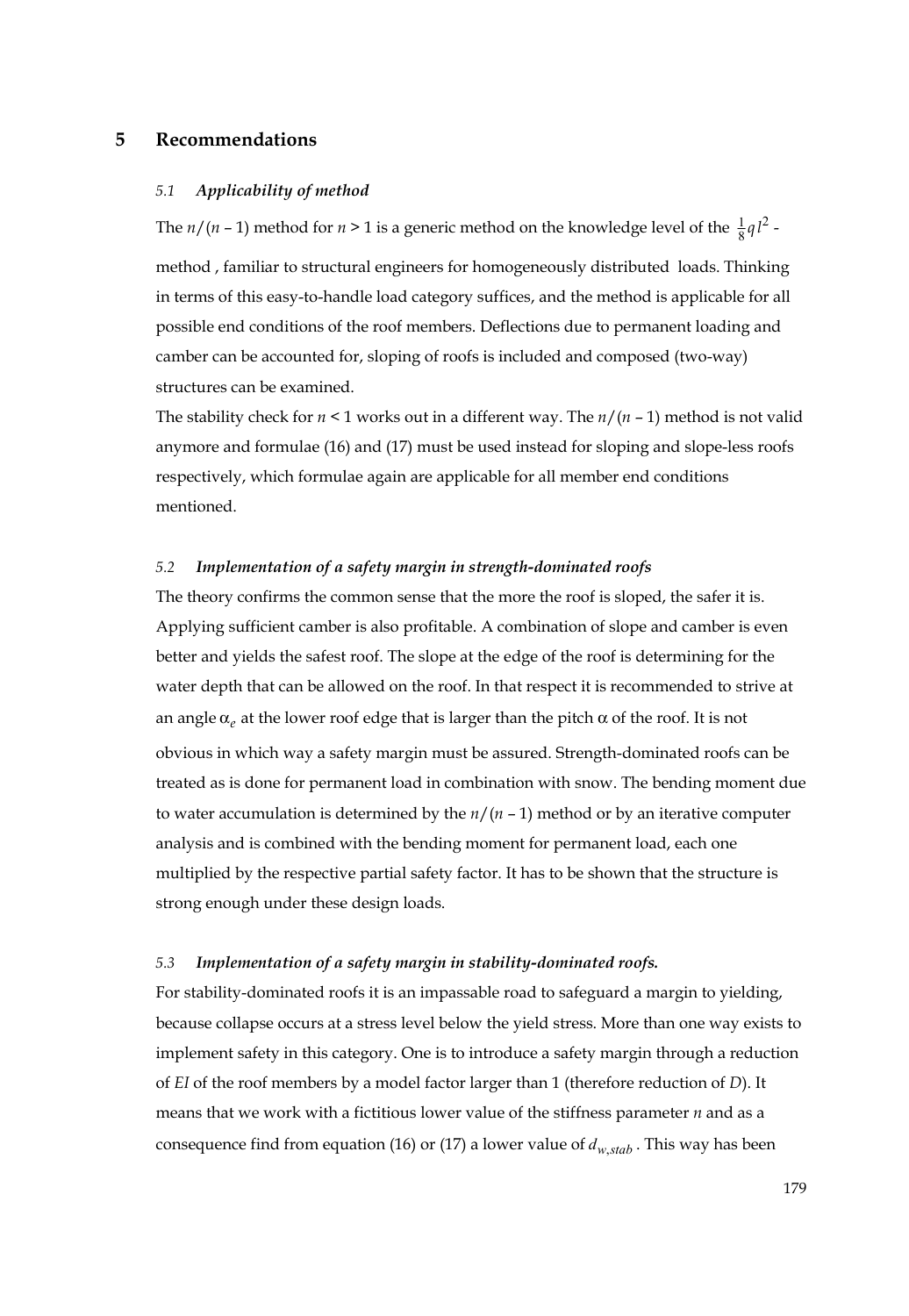# 5 Recommendations

### 5.1 *Applicability of method*

The $n/(n-1)$ method for $n > 1$ is a generic method on the knowledge level of the $\frac{1}{8}ql^2$ - method , familiar to structural engineers for homogeneously distributed loads. Thinking in terms of this easy-to-handle load category suffices, and the method is applicable for all possible end conditions of the roof members. Deflections due to permanent loading and camber can be accounted for, sloping of roofs is included and composed (two-way) structures can be examined.

The stability check for $n < 1$ works out in a different way. The $n/(n-1)$ method is not valid anymore and formulae (16) and (17) must be used instead for sloping and slope-less roofs respectively, which formulae again are applicable for all member end conditions mentioned.

### 5.2 *Implementation of a safety margin in strength-dominated roofs*

The theory confirms the common sense that the more the roof is sloped, the safer it is. Applying sufficient camber is also profitable. A combination of slope and camber is even better and yields the safest roof. The slope at the edge of the roof is determining for the water depth that can be allowed on the roof. In that respect it is recommended to strive at an angle $\alpha_e$ at the lower roof edge that is larger than the pitch $\alpha$ of the roof. It is not obvious in which way a safety margin must be assured. Strength-dominated roofs can be treated as is done for permanent load in combination with snow. The bending moment due to water accumulation is determined by the $n/(n-1)$ method or by an iterative computer analysis and is combined with the bending moment for permanent load, each one multiplied by the respective partial safety factor. It has to be shown that the structure is strong enough under these design loads.

### 5.3 *Implementation of a safety margin in stability-dominated roofs.*

For stability-dominated roofs it is an impassable road to safeguard a margin to yielding, because collapse occurs at a stress level below the yield stress. More than one way exists to implement safety in this category. One is to introduce a safety margin through a reduction of *EI* of the roof members by a model factor larger than 1 (therefore reduction of *D*). It means that we work with a fictitious lower value of the stiffness parameter $n$ and as a consequence find from equation (16) or (17) a lower value of $d_{w,stab}$ . This way has been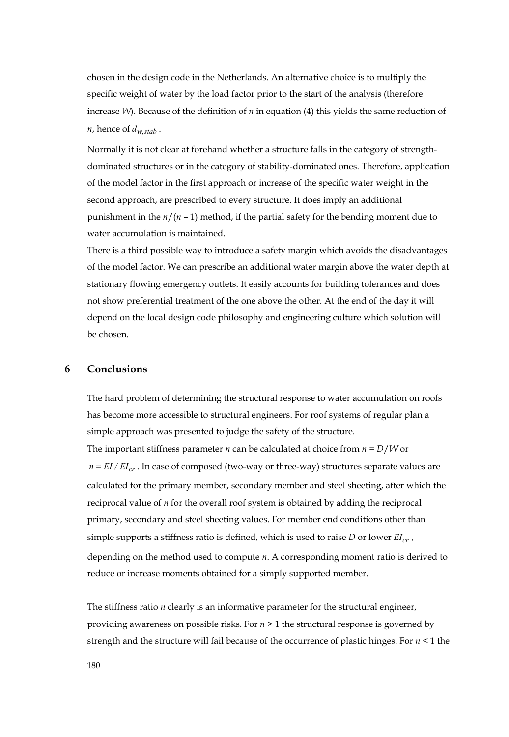chosen in the design code in the Netherlands. An alternative choice is to multiply the specific weight of water by the load factor prior to the start of the analysis (therefore increase $W$). Because of the definition of $n$ in equation (4) this yields the same reduction of $n$, hence of $d_{w,stab}$ .

Normally it is not clear at forehand whether a structure falls in the category of strength-dominated structures or in the category of stability-dominated ones. Therefore, application of the model factor in the first approach or increase of the specific water weight in the second approach, are prescribed to every structure. It does imply an additional punishment in the $n/(n-1)$ method, if the partial safety for the bending moment due to water accumulation is maintained.

There is a third possible way to introduce a safety margin which avoids the disadvantages of the model factor. We can prescribe an additional water margin above the water depth at stationary flowing emergency outlets. It easily accounts for building tolerances and does not show preferential treatment of the one above the other. At the end of the day it will depend on the local design code philosophy and engineering culture which solution will be chosen.

## 6 Conclusions

The hard problem of determining the structural response to water accumulation on roofs has become more accessible to structural engineers. For roof systems of regular plan a simple approach was presented to judge the safety of the structure.

The important stiffness parameter $n$ can be calculated at choice from $n = D/W$ or $n = EI / EI_{cr}$ . In case of composed (two-way or three-way) structures separate values are calculated for the primary member, secondary member and steel sheeting, after which the reciprocal value of $n$ for the overall roof system is obtained by adding the reciprocal primary, secondary and steel sheeting values. For member end conditions other than simple supports a stiffness ratio is defined, which is used to raise $D$ or lower $EI_{cr}$ , depending on the method used to compute $n$. A corresponding moment ratio is derived to reduce or increase moments obtained for a simply supported member.

The stiffness ratio $n$ clearly is an informative parameter for the structural engineer, providing awareness on possible risks. For $n > 1$ the structural response is governed by strength and the structure will fail because of the occurrence of plastic hinges. For $n < 1$ the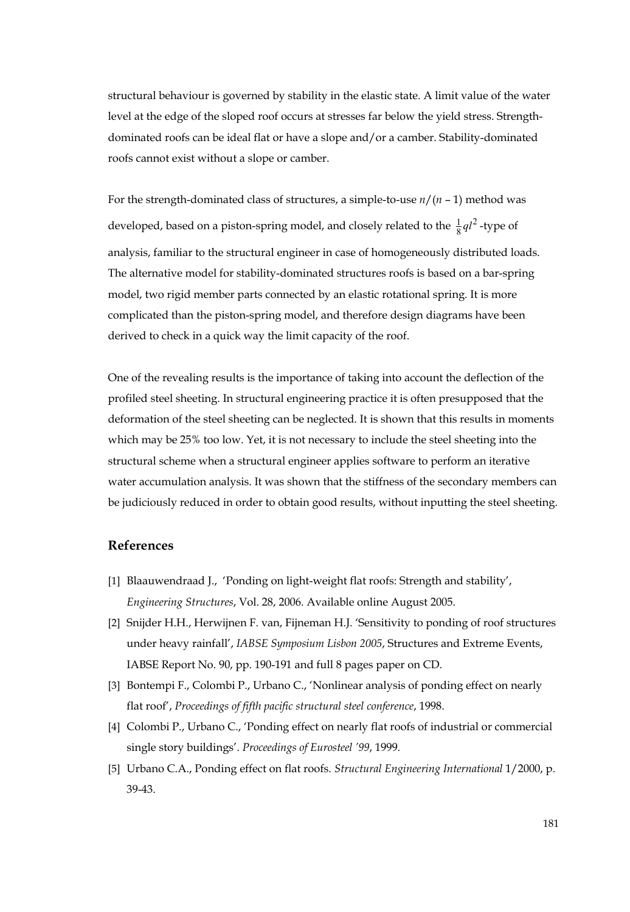structural behaviour is governed by stability in the elastic state. A limit value of the water level at the edge of the sloped roof occurs at stresses far below the yield stress. Strength-dominated roofs can be ideal flat or have a slope and/or a camber. Stability-dominated roofs cannot exist without a slope or camber.

For the strength-dominated class of structures, a simple-to-use $n/(n-1)$ method was developed, based on a piston-spring model, and closely related to the $\frac{1}{8}ql^2$-type of analysis, familiar to the structural engineer in case of homogeneously distributed loads. The alternative model for stability-dominated structures roofs is based on a bar-spring model, two rigid member parts connected by an elastic rotational spring. It is more complicated than the piston-spring model, and therefore design diagrams have been derived to check in a quick way the limit capacity of the roof.

One of the revealing results is the importance of taking into account the deflection of the profiled steel sheeting. In structural engineering practice it is often presupposed that the deformation of the steel sheeting can be neglected. It is shown that this results in moments which may be 25% too low. Yet, it is not necessary to include the steel sheeting into the structural scheme when a structural engineer applies software to perform an iterative water accumulation analysis. It was shown that the stiffness of the secondary members can be judiciously reduced in order to obtain good results, without inputting the steel sheeting.

## References

[1] Blaauwendraad J., 'Ponding on light-weight flat roofs: Strength and stability', *Engineering Structures*, Vol. 28, 2006. Available online August 2005.

[2] Snijder H.H., Herwijnen F. van, Fijneman H.J. 'Sensitivity to ponding of roof structures under heavy rainfall', *IABSE Symposium Lisbon 2005*, Structures and Extreme Events, IABSE Report No. 90, pp. 190-191 and full 8 pages paper on CD.

[3] Bontempi F., Colombi P., Urbano C., 'Nonlinear analysis of ponding effect on nearly flat roof', *Proceedings of fifth pacific structural steel conference*, 1998.

[4] Colombi P., Urbano C., 'Ponding effect on nearly flat roofs of industrial or commercial single story buildings'. *Proceedings of Eurosteel '99*, 1999.

[5] Urbano C.A., Ponding effect on flat roofs. *Structural Engineering International* 1/2000, p. 39-43.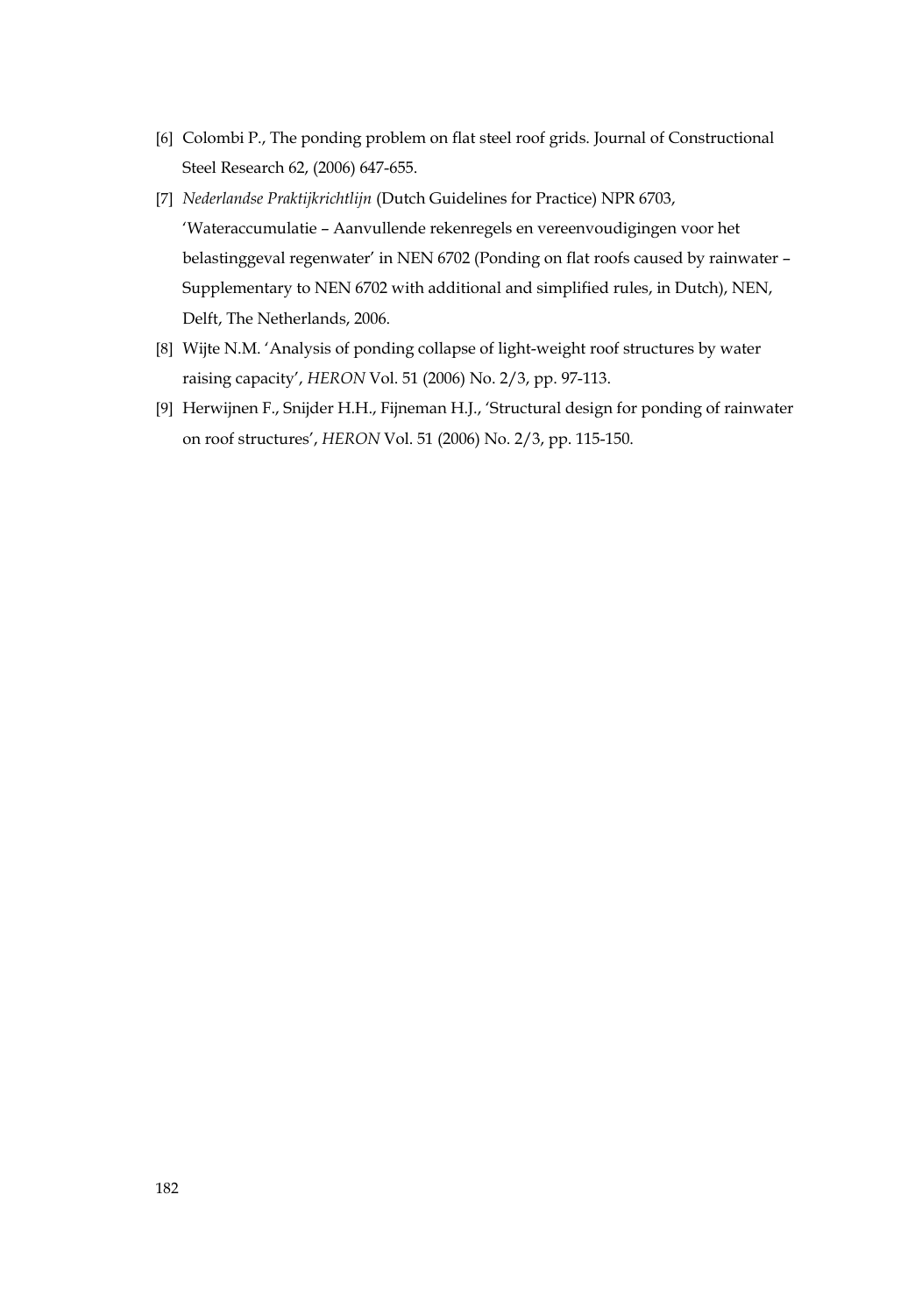[6] Colombi P., The ponding problem on flat steel roof grids. Journal of Constructional Steel Research 62, (2006) 647-655.

[7] *Nederlandse Praktijkrichtlijn* (Dutch Guidelines for Practice) NPR 6703, 'Wateraccumulatie – Aanvullende rekenregels en vereenvoudigingen voor het belastinggeval regenwater' in NEN 6702 (Ponding on flat roofs caused by rainwater – Supplementary to NEN 6702 with additional and simplified rules, in Dutch), NEN, Delft, The Netherlands, 2006.

[8] Wijte N.M. 'Analysis of ponding collapse of light-weight roof structures by water raising capacity', *HERON* Vol. 51 (2006) No. 2/3, pp. 97-113.

[9] Herwijnen F., Snijder H.H., Fijneman H.J., 'Structural design for ponding of rainwater on roof structures', *HERON* Vol. 51 (2006) No. 2/3, pp. 115-150.